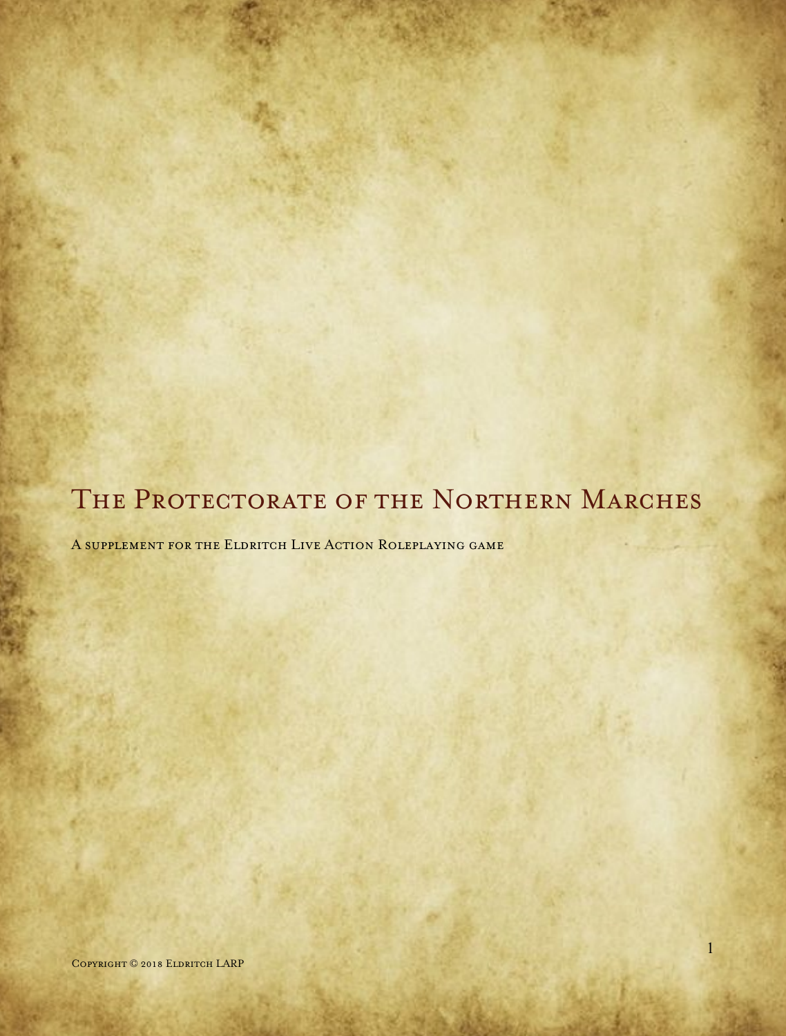# The Protectorate of the Northern Marches

A supplement for the Eldritch Live Action Roleplaying game

Copyright © 2018 Eldritch LARP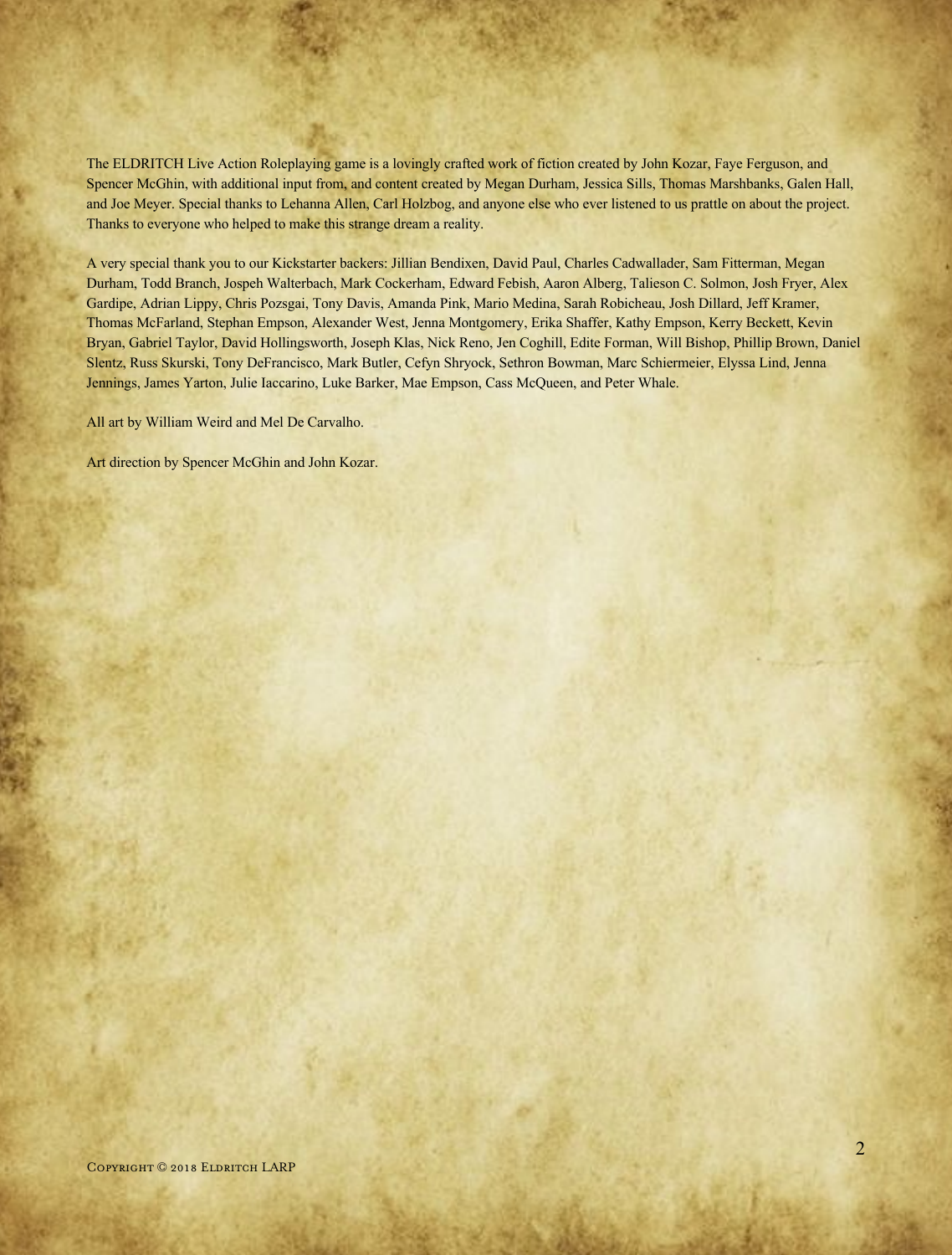The ELDRITCH Live Action Roleplaying game is a lovingly crafted work of fiction created by John Kozar, Faye Ferguson, and Spencer McGhin, with additional input from, and content created by Megan Durham, Jessica Sills, Thomas Marshbanks, Galen Hall, and Joe Meyer. Special thanks to Lehanna Allen, Carl Holzbog, and anyone else who ever listened to us prattle on about the project. Thanks to everyone who helped to make this strange dream a reality.

A very special thank you to our Kickstarter backers: Jillian Bendixen, David Paul, Charles Cadwallader, Sam Fitterman, Megan Durham, Todd Branch, Jospeh Walterbach, Mark Cockerham, Edward Febish, Aaron Alberg, Talieson C. Solmon, Josh Fryer, Alex Gardipe, Adrian Lippy, Chris Pozsgai, Tony Davis, Amanda Pink, Mario Medina, Sarah Robicheau, Josh Dillard, Jeff Kramer, Thomas McFarland, Stephan Empson, Alexander West, Jenna Montgomery, Erika Shaffer, Kathy Empson, Kerry Beckett, Kevin Bryan, Gabriel Taylor, David Hollingsworth, Joseph Klas, Nick Reno, Jen Coghill, Edite Forman, Will Bishop, Phillip Brown, Daniel Slentz, Russ Skurski, Tony DeFrancisco, Mark Butler, Cefyn Shryock, Sethron Bowman, Marc Schiermeier, Elyssa Lind, Jenna Jennings, James Yarton, Julie Iaccarino, Luke Barker, Mae Empson, Cass McQueen, and Peter Whale.

All art by William Weird and Mel De Carvalho.

Art direction by Spencer McGhin and John Kozar.

Copyright © 2018 Eldritch LARP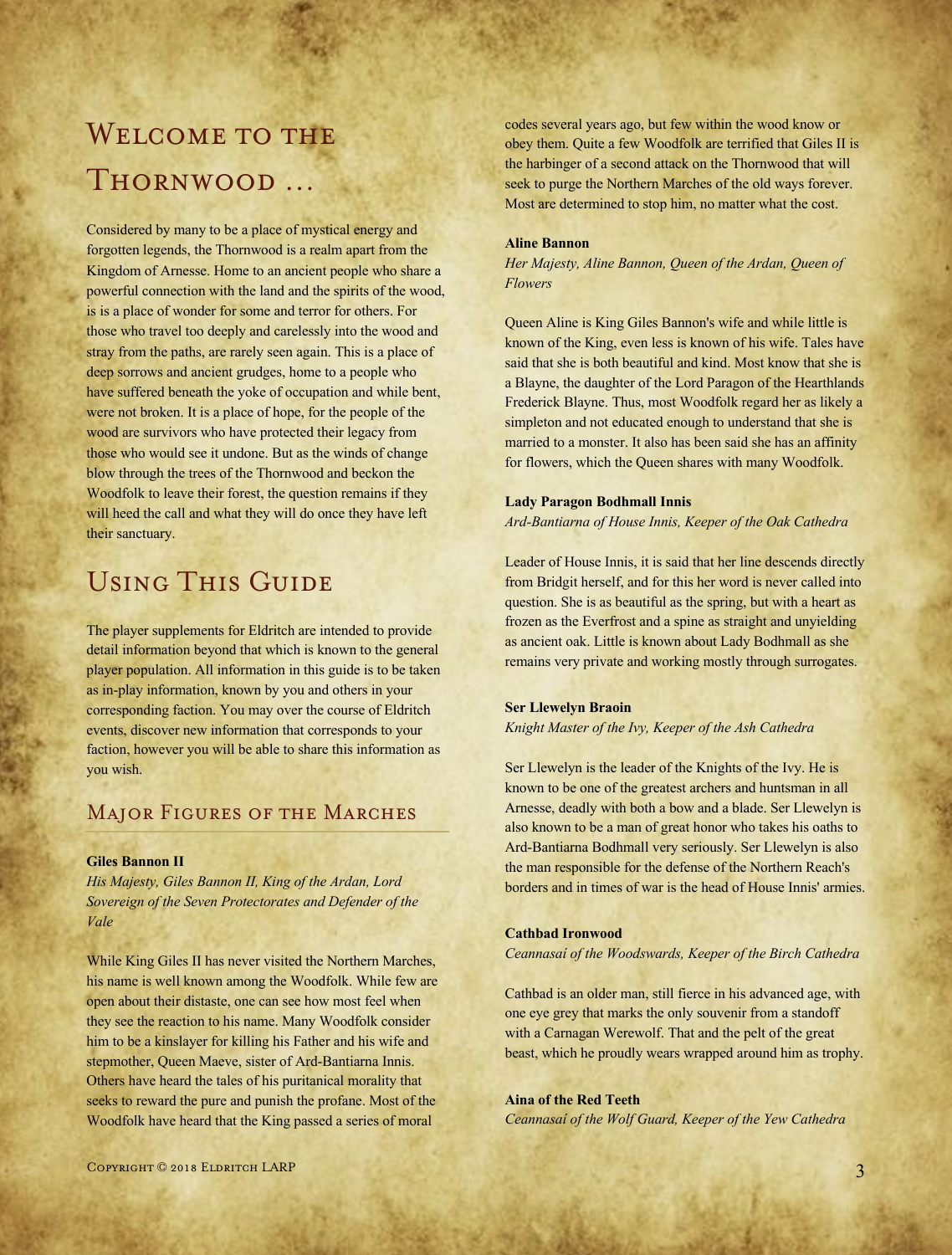# Welcome to the Thornwood ...

Considered by many to be a place of mystical energy and forgotten legends, the Thornwood is a realm apart from the Kingdom of Arnesse. Home to an ancient people who share a powerful connection with the land and the spirits of the wood, is is a place of wonder for some and terror for others. For those who travel too deeply and carelessly into the wood and stray from the paths, are rarely seen again. This is a place of deep sorrows and ancient grudges, home to a people who have suffered beneath the yoke of occupation and while bent, were not broken. It is a place of hope, for the people of the wood are survivors who have protected their legacy from those who would see it undone. But as the winds of change blow through the trees of the Thornwood and beckon the Woodfolk to leave their forest, the question remains if they will heed the call and what they will do once they have left their sanctuary.

# Using This Guide

The player supplements for Eldritch are intended to provide detail information beyond that which is known to the general player population. All information in this guide is to be taken as in-play information, known by you and others in your corresponding faction. You may over the course of Eldritch events, discover new information that corresponds to your faction, however you will be able to share this information as you wish.

## Major Figures of the Marches

**Giles Bannon II**

*His Majesty, Giles Bannon II, King of the Ardan, Lord Sovereign of the Seven Protectorates and Defender of the Vale*

While King Giles II has never visited the Northern Marches, his name is well known among the Woodfolk. While few are open about their distaste, one can see how most feel when they see the reaction to his name. Many Woodfolk consider him to be a kinslayer for killing his Father and his wife and stepmother, Queen Maeve, sister of Ard-Bantiarna Innis. Others have heard the tales of his puritanical morality that seeks to reward the pure and punish the profane. Most of the Woodfolk have heard that the King passed a series of moral codes several years ago, but few within the wood know or obey them. Quite a few Woodfolk are terrified that Giles II is the harbinger of a second attack on the Thornwood that will seek to purge the Northern Marches of the old ways forever. Most are determined to stop him, no matter what the cost.

**Aline Bannon**

*Her Majesty, Aline Bannon, Queen of the Ardan, Queen of Flowers*

Queen Aline is King Giles Bannon's wife and while little is known of the King, even less is known of his wife. Tales have said that she is both beautiful and kind. Most know that she is a Blayne, the daughter of the Lord Paragon of the Hearthlands Frederick Blayne. Thus, most Woodfolk regard her as likely a simpleton and not educated enough to understand that she is married to a monster. It also has been said she has an affinity for flowers, which the Queen shares with many Woodfolk.

**Lady Paragon Bodhmall Innis**

*Ard-Bantiarna of House Innis, Keeper of the Oak Cathedra*

Leader of House Innis, it is said that her line descends directly from Bridgit herself, and for this her word is never called into question. She is as beautiful as the spring, but with a heart as frozen as the Everfrost and a spine as straight and unyielding as ancient oak. Little is known about Lady Bodhmall as she remains very private and working mostly through surrogates.

**Ser Llewelyn Braoin**

*Knight Master of the Ivy, Keeper of the Ash Cathedra*

Ser Llewelyn is the leader of the Knights of the Ivy. He is known to be one of the greatest archers and huntsman in all Arnesse, deadly with both a bow and a blade. Ser Llewelyn is also known to be a man of great honor who takes his oaths to Ard-Bantiarna Bodhmall very seriously. Ser Llewelyn is also the man responsible for the defense of the Northern Reach's borders and in times of war is the head of House Innis' armies.

**Cathbad Ironwood**

*Ceannasaí of the Woodswards, Keeper of the Birch Cathedra*

Cathbad is an older man, still fierce in his advanced age, with one eye grey that marks the only souvenir from a standoff with a Carnagan Werewolf. That and the pelt of the great beast, which he proudly wears wrapped around him as trophy.

**Aina of the Red Teeth**

*Ceannasaí of the Wolf Guard, Keeper of the Yew Cathedra*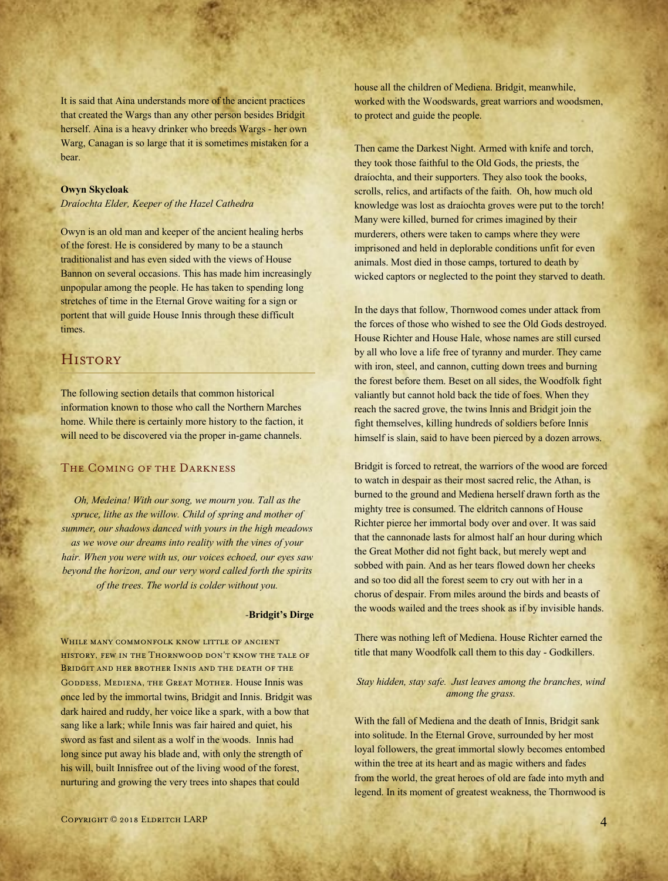It is said that Aina understands more of the ancient practices that created the Wargs than any other person besides Bridgit herself. Aina is a heavy drinker who breeds Wargs - her own Warg, Canagan is so large that it is sometimes mistaken for a bear.

**Owyn Skycloak**
*Draíochta Elder, Keeper of the Hazel Cathedra*

Owyn is an old man and keeper of the ancient healing herbs of the forest. He is considered by many to be a staunch traditionalist and has even sided with the views of House Bannon on several occasions. This has made him increasingly unpopular among the people. He has taken to spending long stretches of time in the Eternal Grove waiting for a sign or portent that will guide House Innis through these difficult times.

## History

The following section details that common historical information known to those who call the Northern Marches home. While there is certainly more history to the faction, it will need to be discovered via the proper in-game channels.

### The Coming of the Darkness

*Oh, Medeina! With our song, we mourn you. Tall as the spruce, lithe as the willow. Child of spring and mother of summer, our shadows danced with yours in the high meadows as we wove our dreams into reality with the vines of your hair. When you were with us, our voices echoed, our eyes saw beyond the horizon, and our very word called forth the spirits of the trees. The world is colder without you.*

-**Bridgit's Dirge**

While many commonfolk know little of ancient history, few in the Thornwood don't know the tale of Bridgit and her brother Innis and the death of the Goddess, Medeina, the Great Mother. House Innis was once led by the immortal twins, Bridgit and Innis. Bridgit was dark haired and ruddy, her voice like a spark, with a bow that sang like a lark; while Innis was fair haired and quiet, his sword as fast and silent as a wolf in the woods. Innis had long since put away his blade and, with only the strength of his will, built Innisfree out of the living wood of the forest, nurturing and growing the very trees into shapes that could house all the children of Mediena. Bridgit, meanwhile, worked with the Woodswards, great warriors and woodsmen, to protect and guide the people.

Then came the Darkest Night. Armed with knife and torch, they took those faithful to the Old Gods, the priests, the draíochta, and their supporters. They also took the books, scrolls, relics, and artifacts of the faith. Oh, how much old knowledge was lost as draíochta groves were put to the torch! Many were killed, burned for crimes imagined by their murderers, others were taken to camps where they were imprisoned and held in deplorable conditions unfit for even animals. Most died in those camps, tortured to death by wicked captors or neglected to the point they starved to death.

In the days that follow, Thornwood comes under attack from the forces of those who wished to see the Old Gods destroyed. House Richter and House Hale, whose names are still cursed by all who love a life free of tyranny and murder. They came with iron, steel, and cannon, cutting down trees and burning the forest before them. Beset on all sides, the Woodfolk fight valiantly but cannot hold back the tide of foes. When they reach the sacred grove, the twins Innis and Bridgit join the fight themselves, killing hundreds of soldiers before Innis himself is slain, said to have been pierced by a dozen arrows.

Bridgit is forced to retreat, the warriors of the wood are forced to watch in despair as their most sacred relic, the Athan, is burned to the ground and Mediena herself drawn forth as the mighty tree is consumed. The eldritch cannons of House Richter pierce her immortal body over and over. It was said that the cannonade lasts for almost half an hour during which the Great Mother did not fight back, but merely wept and sobbed with pain. And as her tears flowed down her cheeks and so too did all the forest seem to cry out with her in a chorus of despair. From miles around the birds and beasts of the woods wailed and the trees shook as if by invisible hands.

There was nothing left of Mediena. House Richter earned the title that many Woodfolk call them to this day - Godkillers.

*Stay hidden, stay safe. Just leaves among the branches, wind among the grass.*

With the fall of Mediena and the death of Innis, Bridgit sank into solitude. In the Eternal Grove, surrounded by her most loyal followers, the great immortal slowly becomes entombed within the tree at its heart and as magic withers and fades from the world, the great heroes of old are fade into myth and legend. In its moment of greatest weakness, the Thornwood is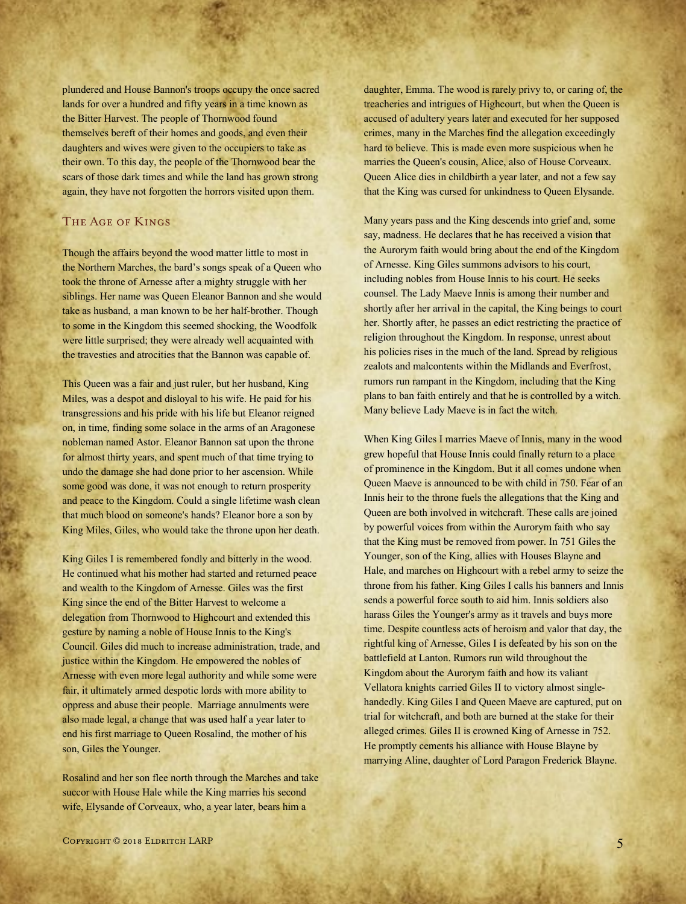plundered and House Bannon's troops occupy the once sacred lands for over a hundred and fifty years in a time known as the Bitter Harvest. The people of Thornwood found themselves bereft of their homes and goods, and even their daughters and wives were given to the occupiers to take as their own. To this day, the people of the Thornwood bear the scars of those dark times and while the land has grown strong again, they have not forgotten the horrors visited upon them.

## The Age of Kings

Though the affairs beyond the wood matter little to most in the Northern Marches, the bard's songs speak of a Queen who took the throne of Arnesse after a mighty struggle with her siblings. Her name was Queen Eleanor Bannon and she would take as husband, a man known to be her half-brother. Though to some in the Kingdom this seemed shocking, the Woodfolk were little surprised; they were already well acquainted with the travesties and atrocities that the Bannon was capable of.

This Queen was a fair and just ruler, but her husband, King Miles, was a despot and disloyal to his wife. He paid for his transgressions and his pride with his life but Eleanor reigned on, in time, finding some solace in the arms of an Aragonese nobleman named Astor. Eleanor Bannon sat upon the throne for almost thirty years, and spent much of that time trying to undo the damage she had done prior to her ascension. While some good was done, it was not enough to return prosperity and peace to the Kingdom. Could a single lifetime wash clean that much blood on someone's hands? Eleanor bore a son by King Miles, Giles, who would take the throne upon her death.

King Giles I is remembered fondly and bitterly in the wood. He continued what his mother had started and returned peace and wealth to the Kingdom of Arnesse. Giles was the first King since the end of the Bitter Harvest to welcome a delegation from Thornwood to Highcourt and extended this gesture by naming a noble of House Innis to the King's Council. Giles did much to increase administration, trade, and justice within the Kingdom. He empowered the nobles of Arnesse with even more legal authority and while some were fair, it ultimately armed despotic lords with more ability to oppress and abuse their people. Marriage annulments were also made legal, a change that was used half a year later to end his first marriage to Queen Rosalind, the mother of his son, Giles the Younger.

Rosalind and her son flee north through the Marches and take succor with House Hale while the King marries his second wife, Elysande of Corveaux, who, a year later, bears him a daughter, Emma. The wood is rarely privy to, or caring of, the treacheries and intrigues of Highcourt, but when the Queen is accused of adultery years later and executed for her supposed crimes, many in the Marches find the allegation exceedingly hard to believe. This is made even more suspicious when he marries the Queen's cousin, Alice, also of House Corveaux. Queen Alice dies in childbirth a year later, and not a few say that the King was cursed for unkindness to Queen Elysande.

Many years pass and the King descends into grief and, some say, madness. He declares that he has received a vision that the Aurorym faith would bring about the end of the Kingdom of Arnesse. King Giles summons advisors to his court, including nobles from House Innis to his court. He seeks counsel. The Lady Maeve Innis is among their number and shortly after her arrival in the capital, the King beings to court her. Shortly after, he passes an edict restricting the practice of religion throughout the Kingdom. In response, unrest about his policies rises in the much of the land. Spread by religious zealots and malcontents within the Midlands and Everfrost, rumors run rampant in the Kingdom, including that the King plans to ban faith entirely and that he is controlled by a witch. Many believe Lady Maeve is in fact the witch.

When King Giles I marries Maeve of Innis, many in the wood grew hopeful that House Innis could finally return to a place of prominence in the Kingdom. But it all comes undone when Queen Maeve is announced to be with child in 750. Fear of an Innis heir to the throne fuels the allegations that the King and Queen are both involved in witchcraft. These calls are joined by powerful voices from within the Aurorym faith who say that the King must be removed from power. In 751 Giles the Younger, son of the King, allies with Houses Blayne and Hale, and marches on Highcourt with a rebel army to seize the throne from his father. King Giles I calls his banners and Innis sends a powerful force south to aid him. Innis soldiers also harass Giles the Younger's army as it travels and buys more time. Despite countless acts of heroism and valor that day, the rightful king of Arnesse, Giles I is defeated by his son on the battlefield at Lanton. Rumors run wild throughout the Kingdom about the Aurorym faith and how its valiant Vellatora knights carried Giles II to victory almost single-handedly. King Giles I and Queen Maeve are captured, put on trial for witchcraft, and both are burned at the stake for their alleged crimes. Giles II is crowned King of Arnesse in 752. He promptly cements his alliance with House Blayne by marrying Aline, daughter of Lord Paragon Frederick Blayne.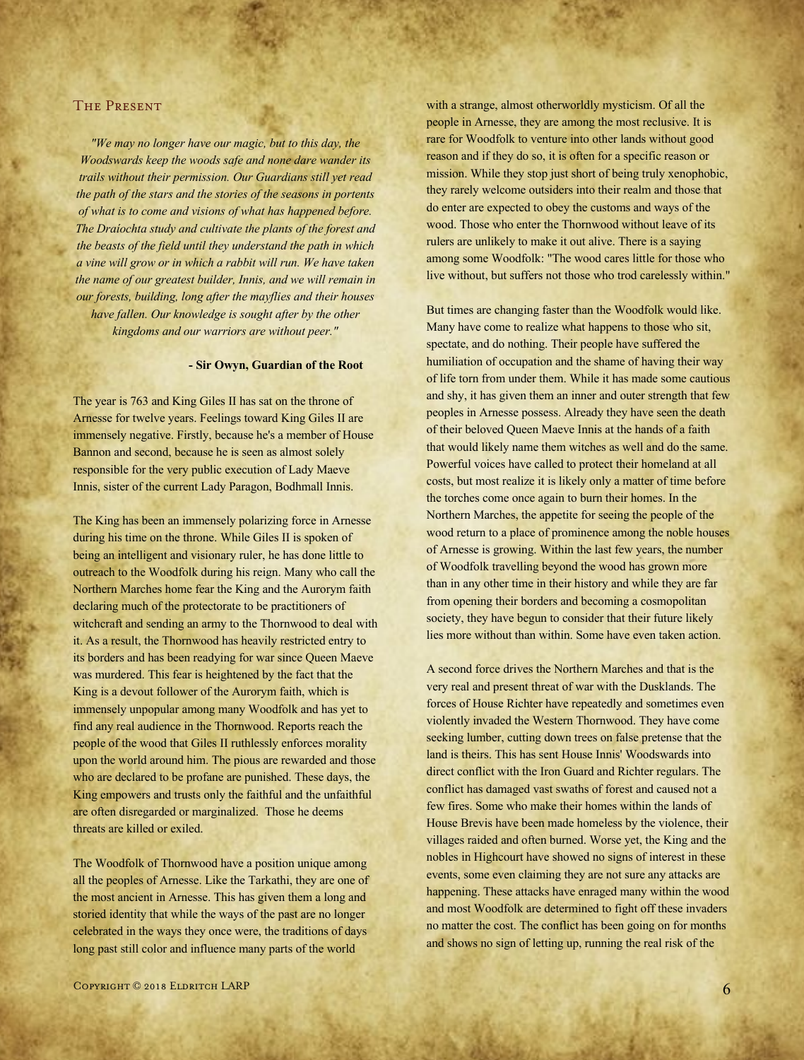## The Present

*"We may no longer have our magic, but to this day, the Woodswards keep the woods safe and none dare wander its trails without their permission. Our Guardians still yet read the path of the stars and the stories of the seasons in portents of what is to come and visions of what has happened before. The Draíochta study and cultivate the plants of the forest and the beasts of the field until they understand the path in which a vine will grow or in which a rabbit will run. We have taken the name of our greatest builder, Innis, and we will remain in our forests, building, long after the mayflies and their houses have fallen. Our knowledge is sought after by the other kingdoms and our warriors are without peer."*

**- Sir Owyn, Guardian of the Root**

The year is 763 and King Giles II has sat on the throne of Arnesse for twelve years. Feelings toward King Giles II are immensely negative. Firstly, because he's a member of House Bannon and second, because he is seen as almost solely responsible for the very public execution of Lady Maeve Innis, sister of the current Lady Paragon, Bodhmall Innis.

The King has been an immensely polarizing force in Arnesse during his time on the throne. While Giles II is spoken of being an intelligent and visionary ruler, he has done little to outreach to the Woodfolk during his reign. Many who call the Northern Marches home fear the King and the Aurorym faith declaring much of the protectorate to be practitioners of witchcraft and sending an army to the Thornwood to deal with it. As a result, the Thornwood has heavily restricted entry to its borders and has been readying for war since Queen Maeve was murdered. This fear is heightened by the fact that the King is a devout follower of the Aurorym faith, which is immensely unpopular among many Woodfolk and has yet to find any real audience in the Thornwood. Reports reach the people of the wood that Giles II ruthlessly enforces morality upon the world around him. The pious are rewarded and those who are declared to be profane are punished. These days, the King empowers and trusts only the faithful and the unfaithful are often disregarded or marginalized. Those he deems threats are killed or exiled.

The Woodfolk of Thornwood have a position unique among all the peoples of Arnesse. Like the Tarkathi, they are one of the most ancient in Arnesse. This has given them a long and storied identity that while the ways of the past are no longer celebrated in the ways they once were, the traditions of days long past still color and influence many parts of the world with a strange, almost otherworldly mysticism. Of all the people in Arnesse, they are among the most reclusive. It is rare for Woodfolk to venture into other lands without good reason and if they do so, it is often for a specific reason or mission. While they stop just short of being truly xenophobic, they rarely welcome outsiders into their realm and those that do enter are expected to obey the customs and ways of the wood. Those who enter the Thornwood without leave of its rulers are unlikely to make it out alive. There is a saying among some Woodfolk: "The wood cares little for those who live without, but suffers not those who trod carelessly within."

But times are changing faster than the Woodfolk would like. Many have come to realize what happens to those who sit, spectate, and do nothing. Their people have suffered the humiliation of occupation and the shame of having their way of life torn from under them. While it has made some cautious and shy, it has given them an inner and outer strength that few peoples in Arnesse possess. Already they have seen the death of their beloved Queen Maeve Innis at the hands of a faith that would likely name them witches as well and do the same. Powerful voices have called to protect their homeland at all costs, but most realize it is likely only a matter of time before the torches come once again to burn their homes. In the Northern Marches, the appetite for seeing the people of the wood return to a place of prominence among the noble houses of Arnesse is growing. Within the last few years, the number of Woodfolk travelling beyond the wood has grown more than in any other time in their history and while they are far from opening their borders and becoming a cosmopolitan society, they have begun to consider that their future likely lies more without than within. Some have even taken action.

A second force drives the Northern Marches and that is the very real and present threat of war with the Dusklands. The forces of House Richter have repeatedly and sometimes even violently invaded the Western Thornwood. They have come seeking lumber, cutting down trees on false pretense that the land is theirs. This has sent House Innis' Woodswards into direct conflict with the Iron Guard and Richter regulars. The conflict has damaged vast swaths of forest and caused not a few fires. Some who make their homes within the lands of House Brevis have been made homeless by the violence, their villages raided and often burned. Worse yet, the King and the nobles in Highcourt have showed no signs of interest in these events, some even claiming they are not sure any attacks are happening. These attacks have enraged many within the wood and most Woodfolk are determined to fight off these invaders no matter the cost. The conflict has been going on for months and shows no sign of letting up, running the real risk of the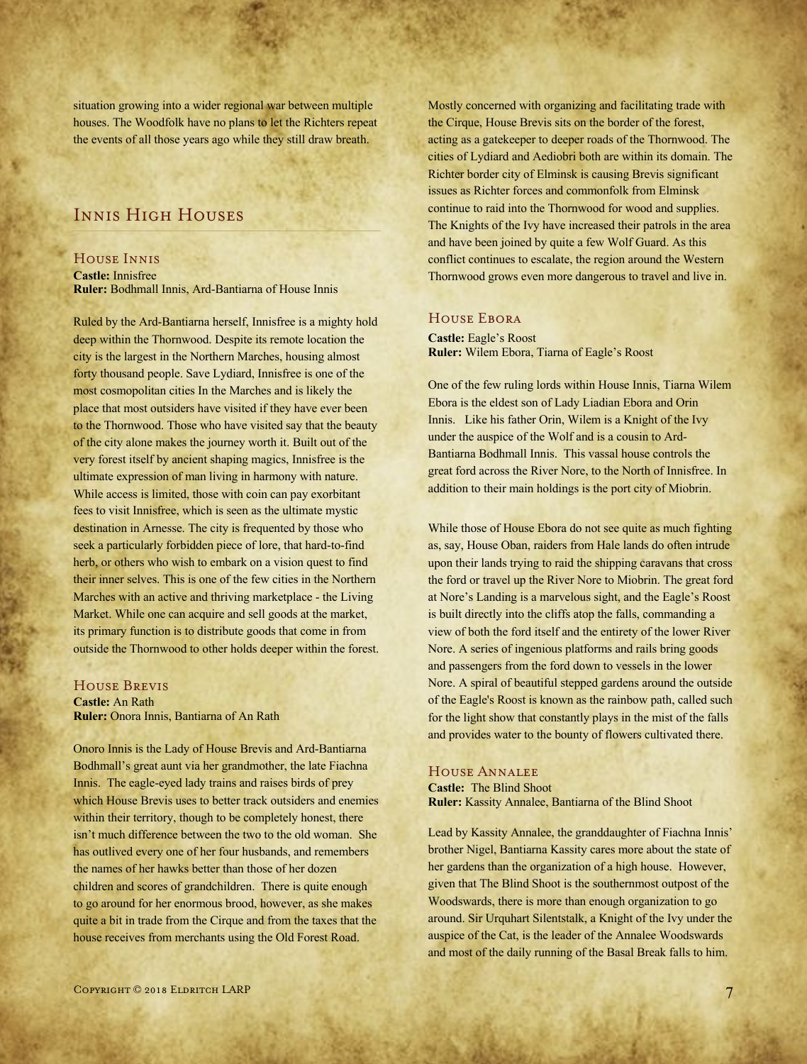situation growing into a wider regional war between multiple houses. The Woodfolk have no plans to let the Richters repeat the events of all those years ago while they still draw breath.

## Innis High Houses

### House Innis

**Castle:** Innisfree
**Ruler:** Bodhmall Innis, Ard-Bantiarna of House Innis

Ruled by the Ard-Bantiarna herself, Innisfree is a mighty hold deep within the Thornwood. Despite its remote location the city is the largest in the Northern Marches, housing almost forty thousand people. Save Lydiard, Innisfree is one of the most cosmopolitan cities In the Marches and is likely the place that most outsiders have visited if they have ever been to the Thornwood. Those who have visited say that the beauty of the city alone makes the journey worth it. Built out of the very forest itself by ancient shaping magics, Innisfree is the ultimate expression of man living in harmony with nature. While access is limited, those with coin can pay exorbitant fees to visit Innisfree, which is seen as the ultimate mystic destination in Arnesse. The city is frequented by those who seek a particularly forbidden piece of lore, that hard-to-find herb, or others who wish to embark on a vision quest to find their inner selves. This is one of the few cities in the Northern Marches with an active and thriving marketplace - the Living Market. While one can acquire and sell goods at the market, its primary function is to distribute goods that come in from outside the Thornwood to other holds deeper within the forest.

### House Brevis

**Castle:** An Rath
**Ruler:** Onora Innis, Bantiarna of An Rath

Onoro Innis is the Lady of House Brevis and Ard-Bantiarna Bodhmall's great aunt via her grandmother, the late Fiachna Innis. The eagle-eyed lady trains and raises birds of prey which House Brevis uses to better track outsiders and enemies within their territory, though to be completely honest, there isn't much difference between the two to the old woman. She has outlived every one of her four husbands, and remembers the names of her hawks better than those of her dozen children and scores of grandchildren. There is quite enough to go around for her enormous brood, however, as she makes quite a bit in trade from the Cirque and from the taxes that the house receives from merchants using the Old Forest Road.

Mostly concerned with organizing and facilitating trade with the Cirque, House Brevis sits on the border of the forest, acting as a gatekeeper to deeper roads of the Thornwood. The cities of Lydiard and Aediobri both are within its domain. The Richter border city of Elminsk is causing Brevis significant issues as Richter forces and commonfolk from Elminsk continue to raid into the Thornwood for wood and supplies. The Knights of the Ivy have increased their patrols in the area and have been joined by quite a few Wolf Guard. As this conflict continues to escalate, the region around the Western Thornwood grows even more dangerous to travel and live in.

### House Ebora

**Castle:** Eagle's Roost
**Ruler:** Wilem Ebora, Tiarna of Eagle's Roost

One of the few ruling lords within House Innis, Tiarna Wilem Ebora is the eldest son of Lady Liadian Ebora and Orin Innis. Like his father Orin, Wilem is a Knight of the Ivy under the auspice of the Wolf and is a cousin to Ard-Bantiarna Bodhmall Innis. This vassal house controls the great ford across the River Nore, to the North of Innisfree. In addition to their main holdings is the port city of Miobrin.

While those of House Ebora do not see quite as much fighting as, say, House Oban, raiders from Hale lands do often intrude upon their lands trying to raid the shipping caravans that cross the ford or travel up the River Nore to Miobrin. The great ford at Nore's Landing is a marvelous sight, and the Eagle's Roost is built directly into the cliffs atop the falls, commanding a view of both the ford itself and the entirety of the lower River Nore. A series of ingenious platforms and rails bring goods and passengers from the ford down to vessels in the lower Nore. A spiral of beautiful stepped gardens around the outside of the Eagle's Roost is known as the rainbow path, called such for the light show that constantly plays in the mist of the falls and provides water to the bounty of flowers cultivated there.

### House Annalee

**Castle:** The Blind Shoot
**Ruler:** Kassity Annalee, Bantiarna of the Blind Shoot

Lead by Kassity Annalee, the granddaughter of Fiachna Innis' brother Nigel, Bantiarna Kassity cares more about the state of her gardens than the organization of a high house. However, given that The Blind Shoot is the southernmost outpost of the Woodswards, there is more than enough organization to go around. Sir Urquhart Silentstalk, a Knight of the Ivy under the auspice of the Cat, is the leader of the Annalee Woodswards and most of the daily running of the Basal Break falls to him.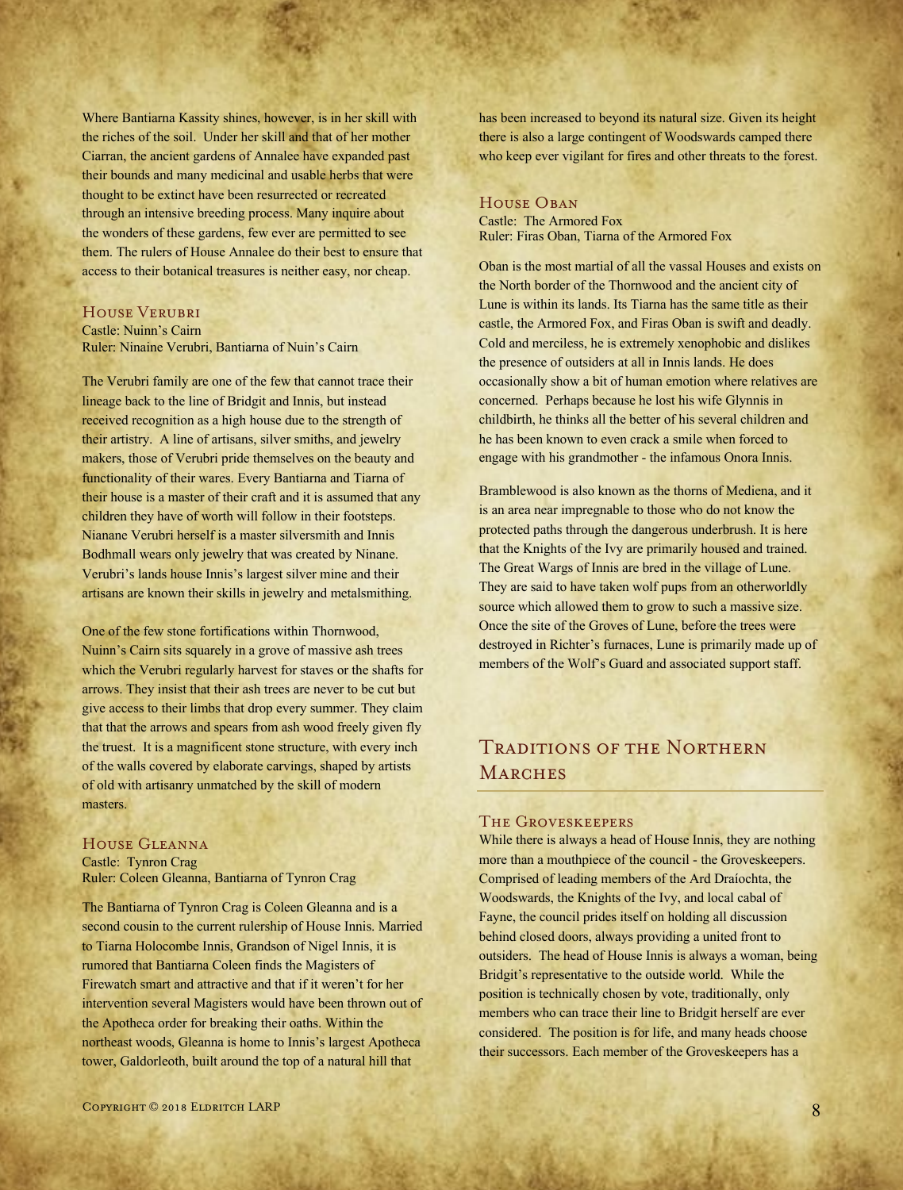Where Bantiarna Kassity shines, however, is in her skill with the riches of the soil. Under her skill and that of her mother Ciarran, the ancient gardens of Annalee have expanded past their bounds and many medicinal and usable herbs that were thought to be extinct have been resurrected or recreated through an intensive breeding process. Many inquire about the wonders of these gardens, few ever are permitted to see them. The rulers of House Annalee do their best to ensure that access to their botanical treasures is neither easy, nor cheap.

### House Verubri

Castle: Nuinn's Cairn
Ruler: Ninaine Verubri, Bantiarna of Nuin's Cairn

The Verubri family are one of the few that cannot trace their lineage back to the line of Bridgit and Innis, but instead received recognition as a high house due to the strength of their artistry. A line of artisans, silver smiths, and jewelry makers, those of Verubri pride themselves on the beauty and functionality of their wares. Every Bantiarna and Tiarna of their house is a master of their craft and it is assumed that any children they have of worth will follow in their footsteps. Nianane Verubri herself is a master silversmith and Innis Bodhmall wears only jewelry that was created by Ninane. Verubri's lands house Innis's largest silver mine and their artisans are known their skills in jewelry and metalsmithing.

One of the few stone fortifications within Thornwood, Nuinn's Cairn sits squarely in a grove of massive ash trees which the Verubri regularly harvest for staves or the shafts for arrows. They insist that their ash trees are never to be cut but give access to their limbs that drop every summer. They claim that that the arrows and spears from ash wood freely given fly the truest. It is a magnificent stone structure, with every inch of the walls covered by elaborate carvings, shaped by artists of old with artisanry unmatched by the skill of modern masters.

### House Gleanna

Castle: Tynron Crag
Ruler: Coleen Gleanna, Bantiarna of Tynron Crag

The Bantiarna of Tynron Crag is Coleen Gleanna and is a second cousin to the current rulership of House Innis. Married to Tiarna Holocombe Innis, Grandson of Nigel Innis, it is rumored that Bantiarna Coleen finds the Magisters of Firewatch smart and attractive and that if it weren't for her intervention several Magisters would have been thrown out of the Apotheca order for breaking their oaths. Within the northeast woods, Gleanna is home to Innis's largest Apotheca tower, Galdorleoth, built around the top of a natural hill that has been increased to beyond its natural size. Given its height there is also a large contingent of Woodswards camped there who keep ever vigilant for fires and other threats to the forest.

### House Oban

Castle: The Armored Fox
Ruler: Firas Oban, Tiarna of the Armored Fox

Oban is the most martial of all the vassal Houses and exists on the North border of the Thornwood and the ancient city of Lune is within its lands. Its Tiarna has the same title as their castle, the Armored Fox, and Firas Oban is swift and deadly. Cold and merciless, he is extremely xenophobic and dislikes the presence of outsiders at all in Innis lands. He does occasionally show a bit of human emotion where relatives are concerned. Perhaps because he lost his wife Glynnis in childbirth, he thinks all the better of his several children and he has been known to even crack a smile when forced to engage with his grandmother - the infamous Onora Innis.

Bramblewood is also known as the thorns of Mediena, and it is an area near impregnable to those who do not know the protected paths through the dangerous underbrush. It is here that the Knights of the Ivy are primarily housed and trained. The Great Wargs of Innis are bred in the village of Lune. They are said to have taken wolf pups from an otherworldly source which allowed them to grow to such a massive size. Once the site of the Groves of Lune, before the trees were destroyed in Richter's furnaces, Lune is primarily made up of members of the Wolf's Guard and associated support staff.

## Traditions of the Northern Marches

### The Groveskeepers

While there is always a head of House Innis, they are nothing more than a mouthpiece of the council - the Groveskeepers. Comprised of leading members of the Ard Draíochta, the Woodswards, the Knights of the Ivy, and local cabal of Fayne, the council prides itself on holding all discussion behind closed doors, always providing a united front to outsiders. The head of House Innis is always a woman, being Bridgit's representative to the outside world. While the position is technically chosen by vote, traditionally, only members who can trace their line to Bridgit herself are ever considered. The position is for life, and many heads choose their successors. Each member of the Groveskeepers has a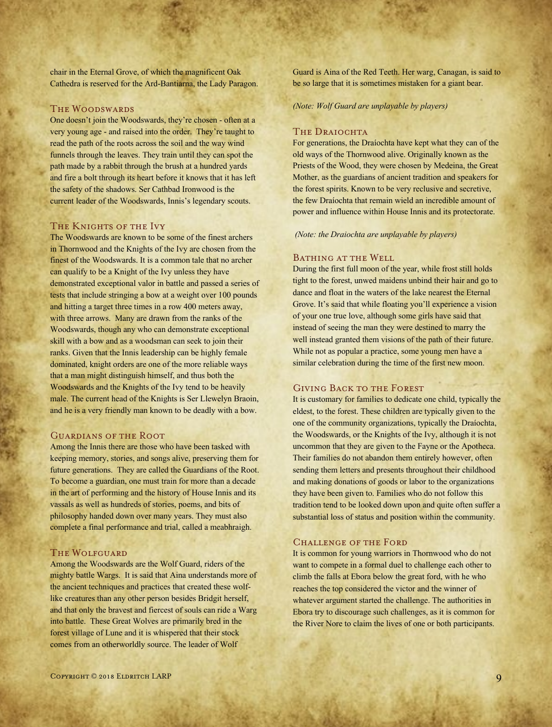chair in the Eternal Grove, of which the magnificent Oak Cathedra is reserved for the Ard-Bantiarna, the Lady Paragon.

### The Woodswards

One doesn't join the Woodswards, they're chosen - often at a very young age - and raised into the order. They're taught to read the path of the roots across the soil and the way wind funnels through the leaves. They train until they can spot the path made by a rabbit through the brush at a hundred yards and fire a bolt through its heart before it knows that it has left the safety of the shadows. Ser Cathbad Ironwood is the current leader of the Woodswards, Innis's legendary scouts.

### The Knights of the Ivy

The Woodswards are known to be some of the finest archers in Thornwood and the Knights of the Ivy are chosen from the finest of the Woodswards. It is a common tale that no archer can qualify to be a Knight of the Ivy unless they have demonstrated exceptional valor in battle and passed a series of tests that include stringing a bow at a weight over 100 pounds and hitting a target three times in a row 400 meters away, with three arrows. Many are drawn from the ranks of the Woodswards, though any who can demonstrate exceptional skill with a bow and as a woodsman can seek to join their ranks. Given that the Innis leadership can be highly female dominated, knight orders are one of the more reliable ways that a man might distinguish himself, and thus both the Woodswards and the Knights of the Ivy tend to be heavily male. The current head of the Knights is Ser Llewelyn Braoin, and he is a very friendly man known to be deadly with a bow.

### Guardians of the Root

Among the Innis there are those who have been tasked with keeping memory, stories, and songs alive, preserving them for future generations. They are called the Guardians of the Root. To become a guardian, one must train for more than a decade in the art of performing and the history of House Innis and its vassals as well as hundreds of stories, poems, and bits of philosophy handed down over many years. They must also complete a final performance and trial, called a meabhraigh.

### The Wolfguard

Among the Woodswards are the Wolf Guard, riders of the mighty battle Wargs. It is said that Aina understands more of the ancient techniques and practices that created these wolf-like creatures than any other person besides Bridgit herself, and that only the bravest and fiercest of souls can ride a Warg into battle. These Great Wolves are primarily bred in the forest village of Lune and it is whispered that their stock comes from an otherworldly source. The leader of Wolf Guard is Aina of the Red Teeth. Her warg, Canagan, is said to be so large that it is sometimes mistaken for a giant bear.

*(Note: Wolf Guard are unplayable by players)*

### The Draiochta

For generations, the Draíochta have kept what they can of the old ways of the Thornwood alive. Originally known as the Priests of the Wood, they were chosen by Medeina, the Great Mother, as the guardians of ancient tradition and speakers for the forest spirits. Known to be very reclusive and secretive, the few Draíochta that remain wield an incredible amount of power and influence within House Innis and its protectorate.

*(Note: the Draiochta are unplayable by players)*

### Bathing at the Well

During the first full moon of the year, while frost still holds tight to the forest, unwed maidens unbind their hair and go to dance and float in the waters of the lake nearest the Eternal Grove. It's said that while floating you'll experience a vision of your one true love, although some girls have said that instead of seeing the man they were destined to marry the well instead granted them visions of the path of their future. While not as popular a practice, some young men have a similar celebration during the time of the first new moon.

### Giving Back to the Forest

It is customary for families to dedicate one child, typically the eldest, to the forest. These children are typically given to the one of the community organizations, typically the Draíochta, the Woodswards, or the Knights of the Ivy, although it is not uncommon that they are given to the Fayne or the Apotheca. Their families do not abandon them entirely however, often sending them letters and presents throughout their childhood and making donations of goods or labor to the organizations they have been given to. Families who do not follow this tradition tend to be looked down upon and quite often suffer a substantial loss of status and position within the community.

### Challenge of the Ford

It is common for young warriors in Thornwood who do not want to compete in a formal duel to challenge each other to climb the falls at Ebora below the great ford, with he who reaches the top considered the victor and the winner of whatever argument started the challenge. The authorities in Ebora try to discourage such challenges, as it is common for the River Nore to claim the lives of one or both participants.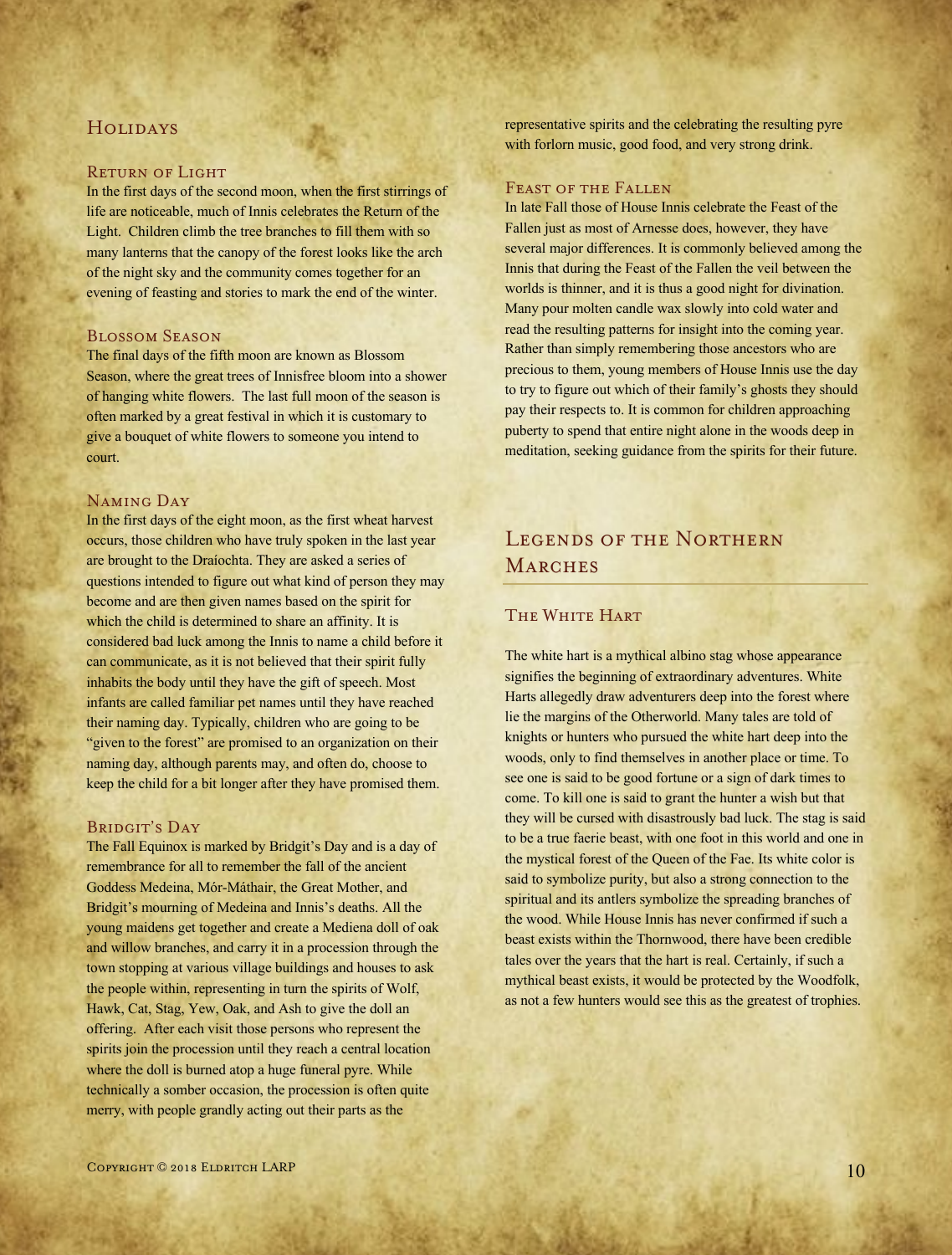## Holidays

### Return of Light

In the first days of the second moon, when the first stirrings of life are noticeable, much of Innis celebrates the Return of the Light. Children climb the tree branches to fill them with so many lanterns that the canopy of the forest looks like the arch of the night sky and the community comes together for an evening of feasting and stories to mark the end of the winter.

### Blossom Season

The final days of the fifth moon are known as Blossom Season, where the great trees of Innisfree bloom into a shower of hanging white flowers. The last full moon of the season is often marked by a great festival in which it is customary to give a bouquet of white flowers to someone you intend to court.

### Naming Day

In the first days of the eight moon, as the first wheat harvest occurs, those children who have truly spoken in the last year are brought to the Draíochta. They are asked a series of questions intended to figure out what kind of person they may become and are then given names based on the spirit for which the child is determined to share an affinity. It is considered bad luck among the Innis to name a child before it can communicate, as it is not believed that their spirit fully inhabits the body until they have the gift of speech. Most infants are called familiar pet names until they have reached their naming day. Typically, children who are going to be "given to the forest" are promised to an organization on their naming day, although parents may, and often do, choose to keep the child for a bit longer after they have promised them.

### Bridgit's Day

The Fall Equinox is marked by Bridgit's Day and is a day of remembrance for all to remember the fall of the ancient Goddess Medeina, Mór-Máthair, the Great Mother, and Bridgit's mourning of Medeina and Innis's deaths. All the young maidens get together and create a Mediena doll of oak and willow branches, and carry it in a procession through the town stopping at various village buildings and houses to ask the people within, representing in turn the spirits of Wolf, Hawk, Cat, Stag, Yew, Oak, and Ash to give the doll an offering. After each visit those persons who represent the spirits join the procession until they reach a central location where the doll is burned atop a huge funeral pyre. While technically a somber occasion, the procession is often quite merry, with people grandly acting out their parts as the representative spirits and the celebrating the resulting pyre with forlorn music, good food, and very strong drink.

### Feast of the Fallen

In late Fall those of House Innis celebrate the Feast of the Fallen just as most of Arnesse does, however, they have several major differences. It is commonly believed among the Innis that during the Feast of the Fallen the veil between the worlds is thinner, and it is thus a good night for divination. Many pour molten candle wax slowly into cold water and read the resulting patterns for insight into the coming year. Rather than simply remembering those ancestors who are precious to them, young members of House Innis use the day to try to figure out which of their family's ghosts they should pay their respects to. It is common for children approaching puberty to spend that entire night alone in the woods deep in meditation, seeking guidance from the spirits for their future.

## Legends of the Northern Marches

### The White Hart

The white hart is a mythical albino stag whose appearance signifies the beginning of extraordinary adventures. White Harts allegedly draw adventurers deep into the forest where lie the margins of the Otherworld. Many tales are told of knights or hunters who pursued the white hart deep into the woods, only to find themselves in another place or time. To see one is said to be good fortune or a sign of dark times to come. To kill one is said to grant the hunter a wish but that they will be cursed with disastrously bad luck. The stag is said to be a true faerie beast, with one foot in this world and one in the mystical forest of the Queen of the Fae. Its white color is said to symbolize purity, but also a strong connection to the spiritual and its antlers symbolize the spreading branches of the wood. While House Innis has never confirmed if such a beast exists within the Thornwood, there have been credible tales over the years that the hart is real. Certainly, if such a mythical beast exists, it would be protected by the Woodfolk, as not a few hunters would see this as the greatest of trophies.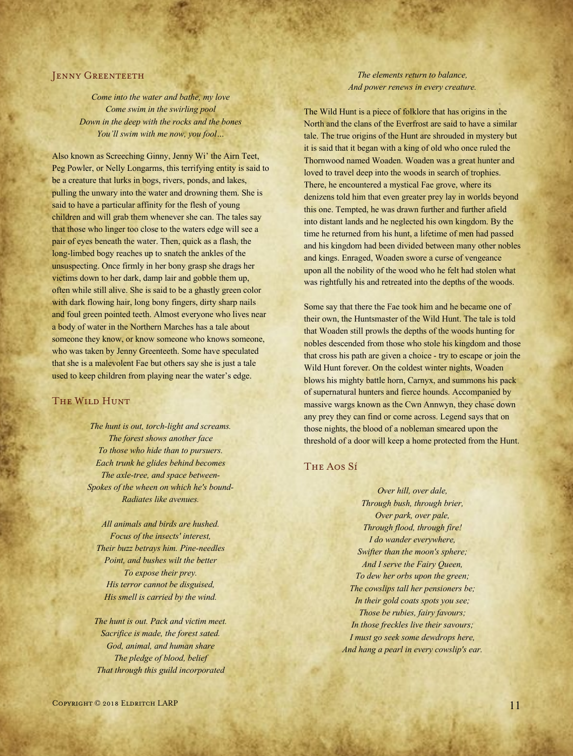## Jenny Greenteeth

*Come into the water and bathe, my love*
*Come swim in the swirling pool*
*Down in the deep with the rocks and the bones*
*You'll swim with me now, you fool…*

Also known as Screeching Ginny, Jenny Wi' the Airn Teet, Peg Powler, or Nelly Longarms, this terrifying entity is said to be a creature that lurks in bogs, rivers, ponds, and lakes, pulling the unwary into the water and drowning them. She is said to have a particular affinity for the flesh of young children and will grab them whenever she can. The tales say that those who linger too close to the waters edge will see a pair of eyes beneath the water. Then, quick as a flash, the long-limbed bogy reaches up to snatch the ankles of the unsuspecting. Once firmly in her bony grasp she drags her victims down to her dark, damp lair and gobble them up, often while still alive. She is said to be a ghastly green color with dark flowing hair, long bony fingers, dirty sharp nails and foul green pointed teeth. Almost everyone who lives near a body of water in the Northern Marches has a tale about someone they know, or know someone who knows someone, who was taken by Jenny Greenteeth. Some have speculated that she is a malevolent Fae but others say she is just a tale used to keep children from playing near the water's edge.

## The Wild Hunt

*The hunt is out, torch-light and screams.*
*The forest shows another face*
*To those who hide than to pursuers.*
*Each trunk he glides behind becomes*
*The axle-tree, and space between-*
*Spokes of the wheen on which he's bound-*
*Radiates like avenues.*

*All animals and birds are hushed.*
*Focus of the insects' interest,*
*Their buzz betrays him. Pine-needles*
*Point, and bushes wilt the better*
*To expose their prey.*
*His terror cannot be disguised,*
*His smell is carried by the wind.*

*The hunt is out. Pack and victim meet.*
*Sacrifice is made, the forest sated.*
*God, animal, and human share*
*The pledge of blood, belief*
*That through this guild incorporated*
*The elements return to balance,*
*And power renews in every creature.*

The Wild Hunt is a piece of folklore that has origins in the North and the clans of the Everfrost are said to have a similar tale. The true origins of the Hunt are shrouded in mystery but it is said that it began with a king of old who once ruled the Thornwood named Woaden. Woaden was a great hunter and loved to travel deep into the woods in search of trophies. There, he encountered a mystical Fae grove, where its denizens told him that even greater prey lay in worlds beyond this one. Tempted, he was drawn further and further afield into distant lands and he neglected his own kingdom. By the time he returned from his hunt, a lifetime of men had passed and his kingdom had been divided between many other nobles and kings. Enraged, Woaden swore a curse of vengeance upon all the nobility of the wood who he felt had stolen what was rightfully his and retreated into the depths of the woods.

Some say that there the Fae took him and he became one of their own, the Huntsmaster of the Wild Hunt. The tale is told that Woaden still prowls the depths of the woods hunting for nobles descended from those who stole his kingdom and those that cross his path are given a choice - try to escape or join the Wild Hunt forever. On the coldest winter nights, Woaden blows his mighty battle horn, Carnyx, and summons his pack of supernatural hunters and fierce hounds. Accompanied by massive wargs known as the Cwn Annwyn, they chase down any prey they can find or come across. Legend says that on those nights, the blood of a nobleman smeared upon the threshold of a door will keep a home protected from the Hunt.

## The Aos Sí

*Over hill, over dale,*
*Through bush, through brier,*
*Over park, over pale,*
*Through flood, through fire!*
*I do wander everywhere,*
*Swifter than the moon's sphere;*
*And I serve the Fairy Queen,*
*To dew her orbs upon the green;*
*The cowslips tall her pensioners be;*
*In their gold coats spots you see;*
*Those be rubies, fairy favours;*
*In those freckles live their savours;*
*I must go seek some dewdrops here,*
*And hang a pearl in every cowslip's ear.*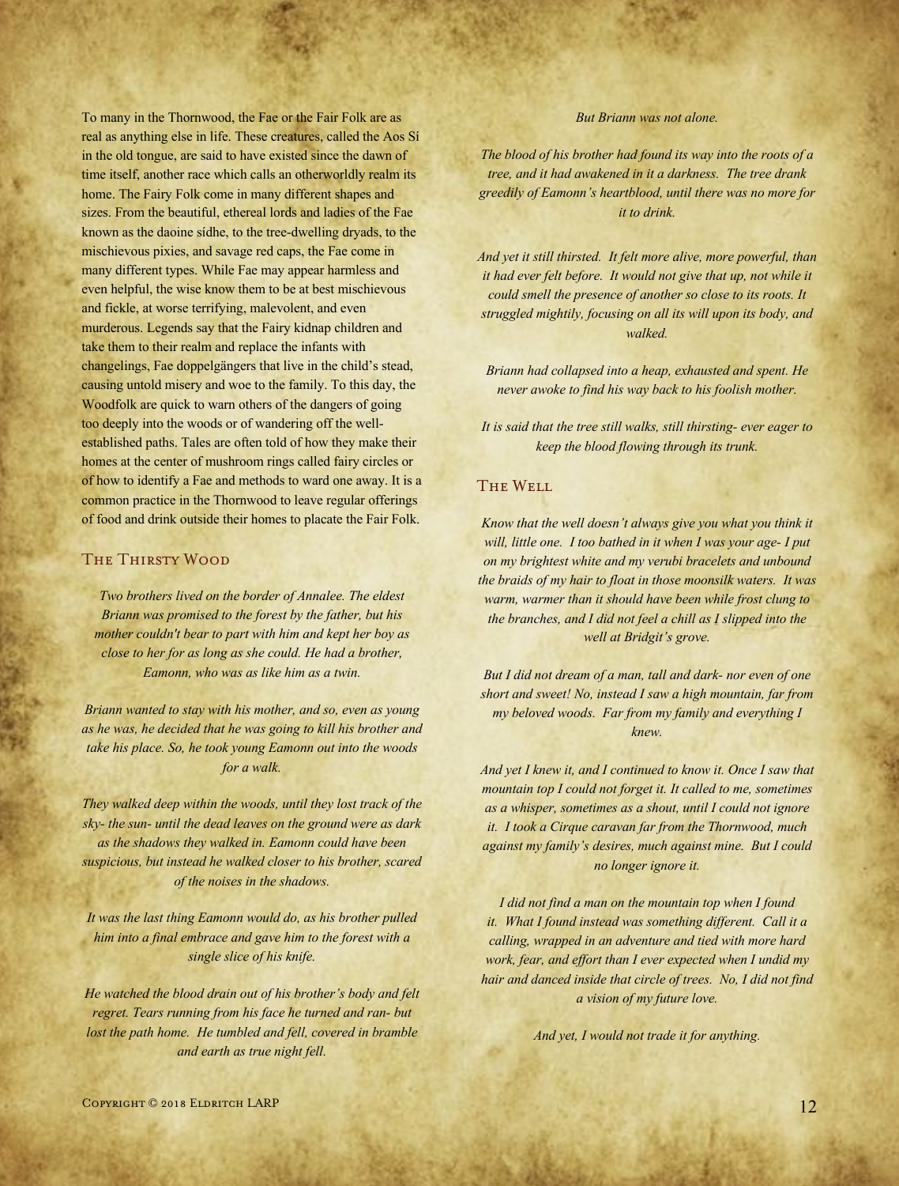To many in the Thornwood, the Fae or the Fair Folk are as real as anything else in life. These creatures, called the Aos Sí in the old tongue, are said to have existed since the dawn of time itself, another race which calls an otherworldly realm its home. The Fairy Folk come in many different shapes and sizes. From the beautiful, ethereal lords and ladies of the Fae known as the daoine sídhe, to the tree-dwelling dryads, to the mischievous pixies, and savage red caps, the Fae come in many different types. While Fae may appear harmless and even helpful, the wise know them to be at best mischievous and fickle, at worse terrifying, malevolent, and even murderous. Legends say that the Fairy kidnap children and take them to their realm and replace the infants with changelings, Fae doppelgängers that live in the child's stead, causing untold misery and woe to the family. To this day, the Woodfolk are quick to warn others of the dangers of going too deeply into the woods or of wandering off the well-established paths. Tales are often told of how they make their homes at the center of mushroom rings called fairy circles or of how to identify a Fae and methods to ward one away. It is a common practice in the Thornwood to leave regular offerings of food and drink outside their homes to placate the Fair Folk.

## The Thirsty Wood

*Two brothers lived on the border of Annalee. The eldest Briann was promised to the forest by the father, but his mother couldn't bear to part with him and kept her boy as close to her for as long as she could. He had a brother, Eamonn, who was as like him as a twin.*

*Briann wanted to stay with his mother, and so, even as young as he was, he decided that he was going to kill his brother and take his place. So, he took young Eamonn out into the woods for a walk.*

*They walked deep within the woods, until they lost track of the sky- the sun- until the dead leaves on the ground were as dark as the shadows they walked in. Eamonn could have been suspicious, but instead he walked closer to his brother, scared of the noises in the shadows.*

*It was the last thing Eamonn would do, as his brother pulled him into a final embrace and gave him to the forest with a single slice of his knife.*

*He watched the blood drain out of his brother's body and felt regret. Tears running from his face he turned and ran- but lost the path home. He tumbled and fell, covered in bramble and earth as true night fell.*

*But Briann was not alone.*

*The blood of his brother had found its way into the roots of a tree, and it had awakened in it a darkness. The tree drank greedily of Eamonn's heartblood, until there was no more for it to drink.*

*And yet it still thirsted. It felt more alive, more powerful, than it had ever felt before. It would not give that up, not while it could smell the presence of another so close to its roots. It struggled mightily, focusing on all its will upon its body, and walked.*

*Briann had collapsed into a heap, exhausted and spent. He never awoke to find his way back to his foolish mother.*

*It is said that the tree still walks, still thirsting- ever eager to keep the blood flowing through its trunk.*

## The Well

*Know that the well doesn't always give you what you think it will, little one. I too bathed in it when I was your age- I put on my brightest white and my verubi bracelets and unbound the braids of my hair to float in those moonsilk waters. It was warm, warmer than it should have been while frost clung to the branches, and I did not feel a chill as I slipped into the well at Bridgit's grove.*

*But I did not dream of a man, tall and dark- nor even of one short and sweet! No, instead I saw a high mountain, far from my beloved woods. Far from my family and everything I knew.*

*And yet I knew it, and I continued to know it. Once I saw that mountain top I could not forget it. It called to me, sometimes as a whisper, sometimes as a shout, until I could not ignore it. I took a Cirque caravan far from the Thornwood, much against my family's desires, much against mine. But I could no longer ignore it.*

*I did not find a man on the mountain top when I found it. What I found instead was something different. Call it a calling, wrapped in an adventure and tied with more hard work, fear, and effort than I ever expected when I undid my hair and danced inside that circle of trees. No, I did not find a vision of my future love.*

*And yet, I would not trade it for anything.*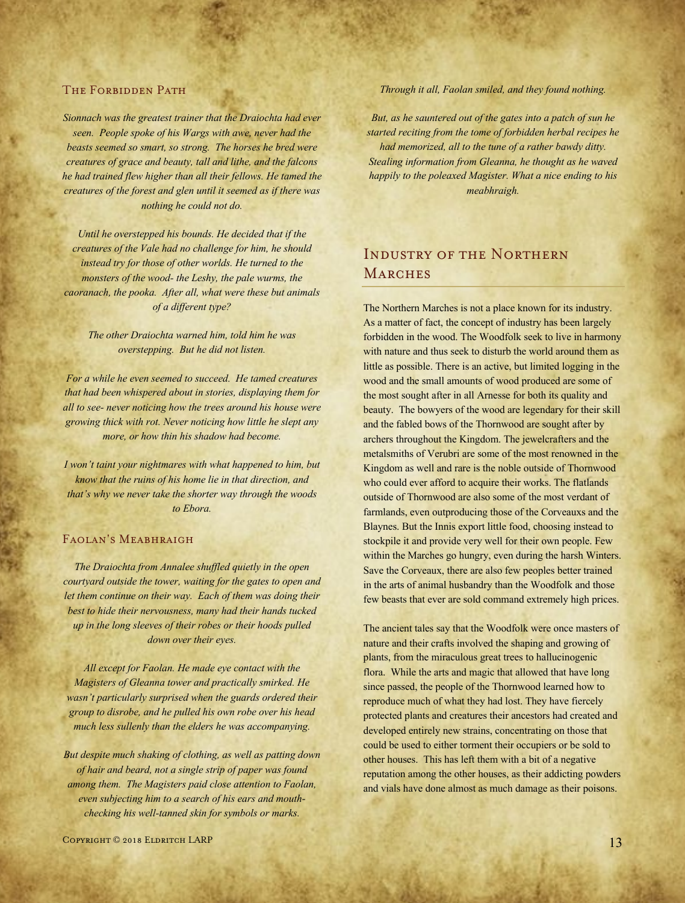### The Forbidden Path

*Sionnach was the greatest trainer that the Draiochta had ever seen. People spoke of his Wargs with awe, never had the beasts seemed so smart, so strong. The horses he bred were creatures of grace and beauty, tall and lithe, and the falcons he had trained flew higher than all their fellows. He tamed the creatures of the forest and glen until it seemed as if there was nothing he could not do.*

*Until he overstepped his bounds. He decided that if the creatures of the Vale had no challenge for him, he should instead try for those of other worlds. He turned to the monsters of the wood- the Leshy, the pale wurms, the caoranach, the pooka. After all, what were these but animals of a different type?*

*The other Draiochta warned him, told him he was overstepping. But he did not listen.*

*For a while he even seemed to succeed. He tamed creatures that had been whispered about in stories, displaying them for all to see- never noticing how the trees around his house were growing thick with rot. Never noticing how little he slept any more, or how thin his shadow had become.*

*I won't taint your nightmares with what happened to him, but know that the ruins of his home lie in that direction, and that's why we never take the shorter way through the woods to Ebora.*

### Faolan's Meabhraigh

*The Draiochta from Annalee shuffled quietly in the open courtyard outside the tower, waiting for the gates to open and let them continue on their way. Each of them was doing their best to hide their nervousness, many had their hands tucked up in the long sleeves of their robes or their hoods pulled down over their eyes.*

*All except for Faolan. He made eye contact with the Magisters of Gleanna tower and practically smirked. He wasn't particularly surprised when the guards ordered their group to disrobe, and he pulled his own robe over his head much less sullenly than the elders he was accompanying.*

*But despite much shaking of clothing, as well as patting down of hair and beard, not a single strip of paper was found among them. The Magisters paid close attention to Faolan, even subjecting him to a search of his ears and mouth- checking his well-tanned skin for symbols or marks.*

*Through it all, Faolan smiled, and they found nothing.*

*But, as he sauntered out of the gates into a patch of sun he started reciting from the tome of forbidden herbal recipes he had memorized, all to the tune of a rather bawdy ditty. Stealing information from Gleanna, he thought as he waved happily to the poleaxed Magister. What a nice ending to his meabhraigh.*

## Industry of the Northern Marches

The Northern Marches is not a place known for its industry. As a matter of fact, the concept of industry has been largely forbidden in the wood. The Woodfolk seek to live in harmony with nature and thus seek to disturb the world around them as little as possible. There is an active, but limited logging in the wood and the small amounts of wood produced are some of the most sought after in all Arnesse for both its quality and beauty. The bowyers of the wood are legendary for their skill and the fabled bows of the Thornwood are sought after by archers throughout the Kingdom. The jewelcrafters and the metalsmiths of Verubri are some of the most renowned in the Kingdom as well and rare is the noble outside of Thornwood who could ever afford to acquire their works. The flatlands outside of Thornwood are also some of the most verdant of farmlands, even outproducing those of the Corveauxs and the Blaynes. But the Innis export little food, choosing instead to stockpile it and provide very well for their own people. Few within the Marches go hungry, even during the harsh Winters. Save the Corveaux, there are also few peoples better trained in the arts of animal husbandry than the Woodfolk and those few beasts that ever are sold command extremely high prices.

The ancient tales say that the Woodfolk were once masters of nature and their crafts involved the shaping and growing of plants, from the miraculous great trees to hallucinogenic flora. While the arts and magic that allowed that have long since passed, the people of the Thornwood learned how to reproduce much of what they had lost. They have fiercely protected plants and creatures their ancestors had created and developed entirely new strains, concentrating on those that could be used to either torment their occupiers or be sold to other houses. This has left them with a bit of a negative reputation among the other houses, as their addicting powders and vials have done almost as much damage as their poisons.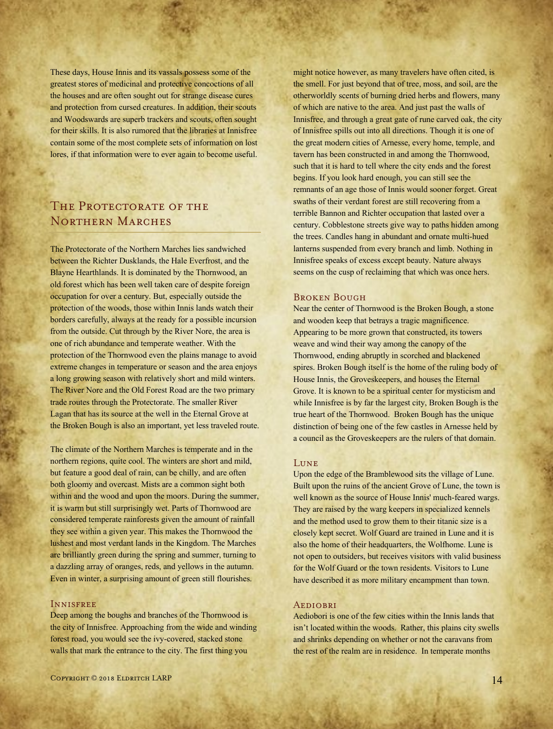These days, House Innis and its vassals possess some of the greatest stores of medicinal and protective concoctions of all the houses and are often sought out for strange disease cures and protection from cursed creatures. In addition, their scouts and Woodswards are superb trackers and scouts, often sought for their skills. It is also rumored that the libraries at Innisfree contain some of the most complete sets of information on lost lores, if that information were to ever again to become useful.

## The Protectorate of the Northern Marches

The Protectorate of the Northern Marches lies sandwiched between the Richter Dusklands, the Hale Everfrost, and the Blayne Hearthlands. It is dominated by the Thornwood, an old forest which has been well taken care of despite foreign occupation for over a century. But, especially outside the protection of the woods, those within Innis lands watch their borders carefully, always at the ready for a possible incursion from the outside. Cut through by the River Nore, the area is one of rich abundance and temperate weather. With the protection of the Thornwood even the plains manage to avoid extreme changes in temperature or season and the area enjoys a long growing season with relatively short and mild winters. The River Nore and the Old Forest Road are the two primary trade routes through the Protectorate. The smaller River Lagan that has its source at the well in the Eternal Grove at the Broken Bough is also an important, yet less traveled route.

The climate of the Northern Marches is temperate and in the northern regions, quite cool. The winters are short and mild, but feature a good deal of rain, can be chilly, and are often both gloomy and overcast. Mists are a common sight both within and the wood and upon the moors. During the summer, it is warm but still surprisingly wet. Parts of Thornwood are considered temperate rainforests given the amount of rainfall they see within a given year. This makes the Thornwood the lushest and most verdant lands in the Kingdom. The Marches are brilliantly green during the spring and summer, turning to a dazzling array of oranges, reds, and yellows in the autumn. Even in winter, a surprising amount of green still flourishes.

### Innisfree

Deep among the boughs and branches of the Thornwood is the city of Innisfree. Approaching from the wide and winding forest road, you would see the ivy-covered, stacked stone walls that mark the entrance to the city. The first thing you might notice however, as many travelers have often cited, is the smell. For just beyond that of tree, moss, and soil, are the otherworldly scents of burning dried herbs and flowers, many of which are native to the area. And just past the walls of Innisfree, and through a great gate of rune carved oak, the city of Innisfree spills out into all directions. Though it is one of the great modern cities of Arnesse, every home, temple, and tavern has been constructed in and among the Thornwood, such that it is hard to tell where the city ends and the forest begins. If you look hard enough, you can still see the remnants of an age those of Innis would sooner forget. Great swaths of their verdant forest are still recovering from a terrible Bannon and Richter occupation that lasted over a century. Cobblestone streets give way to paths hidden among the trees. Candles hang in abundant and ornate multi-hued lanterns suspended from every branch and limb. Nothing in Innisfree speaks of excess except beauty. Nature always seems on the cusp of reclaiming that which was once hers.

### Broken Bough

Near the center of Thornwood is the Broken Bough, a stone and wooden keep that betrays a tragic magnificence. Appearing to be more grown that constructed, its towers weave and wind their way among the canopy of the Thornwood, ending abruptly in scorched and blackened spires. Broken Bough itself is the home of the ruling body of House Innis, the Groveskeepers, and houses the Eternal Grove. It is known to be a spiritual center for mysticism and while Innisfree is by far the largest city, Broken Bough is the true heart of the Thornwood. Broken Bough has the unique distinction of being one of the few castles in Arnesse held by a council as the Groveskeepers are the rulers of that domain.

### Lune

Upon the edge of the Bramblewood sits the village of Lune. Built upon the ruins of the ancient Grove of Lune, the town is well known as the source of House Innis' much-feared wargs. They are raised by the warg keepers in specialized kennels and the method used to grow them to their titanic size is a closely kept secret. Wolf Guard are trained in Lune and it is also the home of their headquarters, the Wolfhome. Lune is not open to outsiders, but receives visitors with valid business for the Wolf Guard or the town residents. Visitors to Lune have described it as more military encampment than town.

### Aediobri

Aediobori is one of the few cities within the Innis lands that isn't located within the woods. Rather, this plains city swells and shrinks depending on whether or not the caravans from the rest of the realm are in residence. In temperate months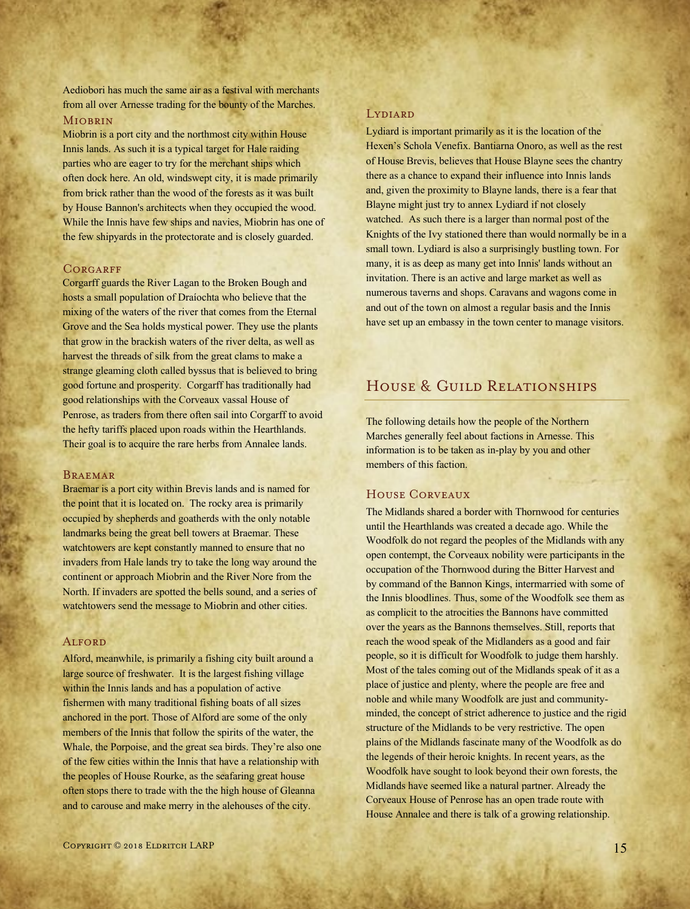Aediobori has much the same air as a festival with merchants from all over Arnesse trading for the bounty of the Marches.

### Miobrin

Miobrin is a port city and the northmost city within House Innis lands. As such it is a typical target for Hale raiding parties who are eager to try for the merchant ships which often dock here. An old, windswept city, it is made primarily from brick rather than the wood of the forests as it was built by House Bannon's architects when they occupied the wood. While the Innis have few ships and navies, Miobrin has one of the few shipyards in the protectorate and is closely guarded.

### Corgarff

Corgarff guards the River Lagan to the Broken Bough and hosts a small population of Draíochta who believe that the mixing of the waters of the river that comes from the Eternal Grove and the Sea holds mystical power. They use the plants that grow in the brackish waters of the river delta, as well as harvest the threads of silk from the great clams to make a strange gleaming cloth called byssus that is believed to bring good fortune and prosperity. Corgarff has traditionally had good relationships with the Corveaux vassal House of Penrose, as traders from there often sail into Corgarff to avoid the hefty tariffs placed upon roads within the Hearthlands. Their goal is to acquire the rare herbs from Annalee lands.

### Braemar

Braemar is a port city within Brevis lands and is named for the point that it is located on. The rocky area is primarily occupied by shepherds and goatherds with the only notable landmarks being the great bell towers at Braemar. These watchtowers are kept constantly manned to ensure that no invaders from Hale lands try to take the long way around the continent or approach Miobrin and the River Nore from the North. If invaders are spotted the bells sound, and a series of watchtowers send the message to Miobrin and other cities.

### Alford

Alford, meanwhile, is primarily a fishing city built around a large source of freshwater. It is the largest fishing village within the Innis lands and has a population of active fishermen with many traditional fishing boats of all sizes anchored in the port. Those of Alford are some of the only members of the Innis that follow the spirits of the water, the Whale, the Porpoise, and the great sea birds. They're also one of the few cities within the Innis that have a relationship with the peoples of House Rourke, as the seafaring great house often stops there to trade with the the high house of Gleanna and to carouse and make merry in the alehouses of the city.

### Lydiard

Lydiard is important primarily as it is the location of the Hexen's Schola Venefix. Bantiarna Onoro, as well as the rest of House Brevis, believes that House Blayne sees the chantry there as a chance to expand their influence into Innis lands and, given the proximity to Blayne lands, there is a fear that Blayne might just try to annex Lydiard if not closely watched. As such there is a larger than normal post of the Knights of the Ivy stationed there than would normally be in a small town. Lydiard is also a surprisingly bustling town. For many, it is as deep as many get into Innis' lands without an invitation. There is an active and large market as well as numerous taverns and shops. Caravans and wagons come in and out of the town on almost a regular basis and the Innis have set up an embassy in the town center to manage visitors.

## House & Guild Relationships

The following details how the people of the Northern Marches generally feel about factions in Arnesse. This information is to be taken as in-play by you and other members of this faction.

### House Corveaux

The Midlands shared a border with Thornwood for centuries until the Hearthlands was created a decade ago. While the Woodfolk do not regard the peoples of the Midlands with any open contempt, the Corveaux nobility were participants in the occupation of the Thornwood during the Bitter Harvest and by command of the Bannon Kings, intermarried with some of the Innis bloodlines. Thus, some of the Woodfolk see them as as complicit to the atrocities the Bannons have committed over the years as the Bannons themselves. Still, reports that reach the wood speak of the Midlanders as a good and fair people, so it is difficult for Woodfolk to judge them harshly. Most of the tales coming out of the Midlands speak of it as a place of justice and plenty, where the people are free and noble and while many Woodfolk are just and community-minded, the concept of strict adherence to justice and the rigid structure of the Midlands to be very restrictive. The open plains of the Midlands fascinate many of the Woodfolk as do the legends of their heroic knights. In recent years, as the Woodfolk have sought to look beyond their own forests, the Midlands have seemed like a natural partner. Already the Corveaux House of Penrose has an open trade route with House Annalee and there is talk of a growing relationship.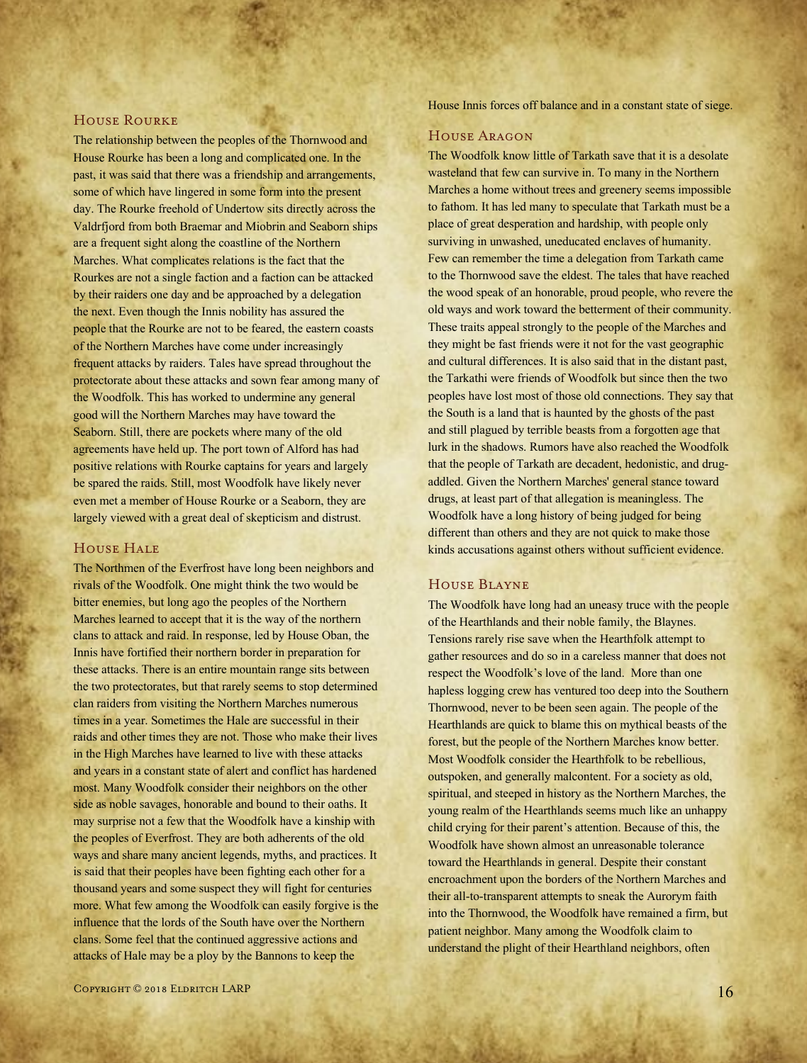## House Rourke

The relationship between the peoples of the Thornwood and House Rourke has been a long and complicated one. In the past, it was said that there was a friendship and arrangements, some of which have lingered in some form into the present day. The Rourke freehold of Undertow sits directly across the Valdrfjord from both Braemar and Miobrin and Seaborn ships are a frequent sight along the coastline of the Northern Marches. What complicates relations is the fact that the Rourkes are not a single faction and a faction can be attacked by their raiders one day and be approached by a delegation the next. Even though the Innis nobility has assured the people that the Rourke are not to be feared, the eastern coasts of the Northern Marches have come under increasingly frequent attacks by raiders. Tales have spread throughout the protectorate about these attacks and sown fear among many of the Woodfolk. This has worked to undermine any general good will the Northern Marches may have toward the Seaborn. Still, there are pockets where many of the old agreements have held up. The port town of Alford has had positive relations with Rourke captains for years and largely be spared the raids. Still, most Woodfolk have likely never even met a member of House Rourke or a Seaborn, they are largely viewed with a great deal of skepticism and distrust.

## House Hale

The Northmen of the Everfrost have long been neighbors and rivals of the Woodfolk. One might think the two would be bitter enemies, but long ago the peoples of the Northern Marches learned to accept that it is the way of the northern clans to attack and raid. In response, led by House Oban, the Innis have fortified their northern border in preparation for these attacks. There is an entire mountain range sits between the two protectorates, but that rarely seems to stop determined clan raiders from visiting the Northern Marches numerous times in a year. Sometimes the Hale are successful in their raids and other times they are not. Those who make their lives in the High Marches have learned to live with these attacks and years in a constant state of alert and conflict has hardened most. Many Woodfolk consider their neighbors on the other side as noble savages, honorable and bound to their oaths. It may surprise not a few that the Woodfolk have a kinship with the peoples of Everfrost. They are both adherents of the old ways and share many ancient legends, myths, and practices. It is said that their peoples have been fighting each other for a thousand years and some suspect they will fight for centuries more. What few among the Woodfolk can easily forgive is the influence that the lords of the South have over the Northern clans. Some feel that the continued aggressive actions and attacks of Hale may be a ploy by the Bannons to keep the House Innis forces off balance and in a constant state of siege.

## House Aragon

The Woodfolk know little of Tarkath save that it is a desolate wasteland that few can survive in. To many in the Northern Marches a home without trees and greenery seems impossible to fathom. It has led many to speculate that Tarkath must be a place of great desperation and hardship, with people only surviving in unwashed, uneducated enclaves of humanity. Few can remember the time a delegation from Tarkath came to the Thornwood save the eldest. The tales that have reached the wood speak of an honorable, proud people, who revere the old ways and work toward the betterment of their community. These traits appeal strongly to the people of the Marches and they might be fast friends were it not for the vast geographic and cultural differences. It is also said that in the distant past, the Tarkathi were friends of Woodfolk but since then the two peoples have lost most of those old connections. They say that the South is a land that is haunted by the ghosts of the past and still plagued by terrible beasts from a forgotten age that lurk in the shadows. Rumors have also reached the Woodfolk that the people of Tarkath are decadent, hedonistic, and drug-addled. Given the Northern Marches' general stance toward drugs, at least part of that allegation is meaningless. The Woodfolk have a long history of being judged for being different than others and they are not quick to make those kinds accusations against others without sufficient evidence.

## House Blayne

The Woodfolk have long had an uneasy truce with the people of the Hearthlands and their noble family, the Blaynes. Tensions rarely rise save when the Hearthfolk attempt to gather resources and do so in a careless manner that does not respect the Woodfolk's love of the land. More than one hapless logging crew has ventured too deep into the Southern Thornwood, never to be been seen again. The people of the Hearthlands are quick to blame this on mythical beasts of the forest, but the people of the Northern Marches know better. Most Woodfolk consider the Hearthfolk to be rebellious, outspoken, and generally malcontent. For a society as old, spiritual, and steeped in history as the Northern Marches, the young realm of the Hearthlands seems much like an unhappy child crying for their parent's attention. Because of this, the Woodfolk have shown almost an unreasonable tolerance toward the Hearthlands in general. Despite their constant encroachment upon the borders of the Northern Marches and their all-to-transparent attempts to sneak the Aurorym faith into the Thornwood, the Woodfolk have remained a firm, but patient neighbor. Many among the Woodfolk claim to understand the plight of their Hearthland neighbors, often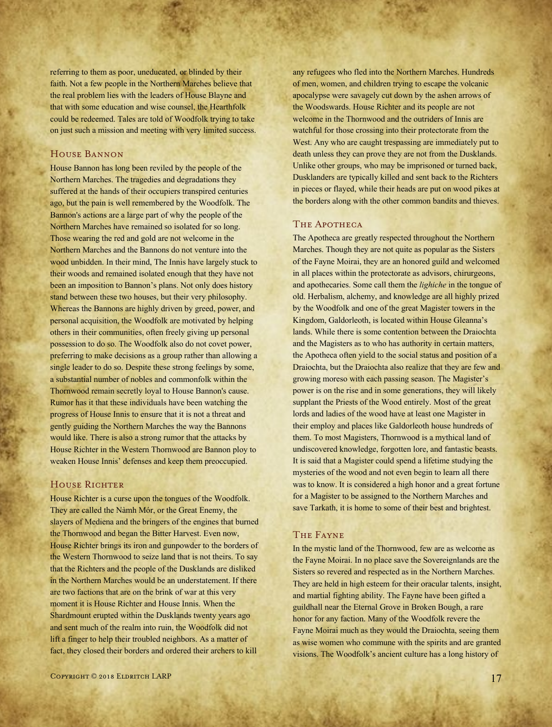referring to them as poor, uneducated, or blinded by their faith. Not a few people in the Northern Marches believe that the real problem lies with the leaders of House Blayne and that with some education and wise counsel, the Hearthfolk could be redeemed. Tales are told of Woodfolk trying to take on just such a mission and meeting with very limited success.

### House Bannon

House Bannon has long been reviled by the people of the Northern Marches. The tragedies and degradations they suffered at the hands of their occupiers transpired centuries ago, but the pain is well remembered by the Woodfolk. The Bannon's actions are a large part of why the people of the Northern Marches have remained so isolated for so long. Those wearing the red and gold are not welcome in the Northern Marches and the Bannons do not venture into the wood unbidden. In their mind, The Innis have largely stuck to their woods and remained isolated enough that they have not been an imposition to Bannon's plans. Not only does history stand between these two houses, but their very philosophy. Whereas the Bannons are highly driven by greed, power, and personal acquisition, the Woodfolk are motivated by helping others in their communities, often freely giving up personal possession to do so. The Woodfolk also do not covet power, preferring to make decisions as a group rather than allowing a single leader to do so. Despite these strong feelings by some, a substantial number of nobles and commonfolk within the Thornwood remain secretly loyal to House Bannon's cause. Rumor has it that these individuals have been watching the progress of House Innis to ensure that it is not a threat and gently guiding the Northern Marches the way the Bannons would like. There is also a strong rumor that the attacks by House Richter in the Western Thornwood are Bannon ploy to weaken House Innis' defenses and keep them preoccupied.

### House Richter

House Richter is a curse upon the tongues of the Woodfolk. They are called the Nàmh Mór, or the Great Enemy, the slayers of Mediena and the bringers of the engines that burned the Thornwood and began the Bitter Harvest. Even now, House Richter brings its iron and gunpowder to the borders of the Western Thornwood to seize land that is not theirs. To say that the Richters and the people of the Dusklands are disliked in the Northern Marches would be an understatement. If there are two factions that are on the brink of war at this very moment it is House Richter and House Innis. When the Shardmount erupted within the Dusklands twenty years ago and sent much of the realm into ruin, the Woodfolk did not lift a finger to help their troubled neighbors. As a matter of fact, they closed their borders and ordered their archers to kill any refugees who fled into the Northern Marches. Hundreds of men, women, and children trying to escape the volcanic apocalypse were savagely cut down by the ashen arrows of the Woodswards. House Richter and its people are not welcome in the Thornwood and the outriders of Innis are watchful for those crossing into their protectorate from the West. Any who are caught trespassing are immediately put to death unless they can prove they are not from the Dusklands. Unlike other groups, who may be imprisoned or turned back, Dusklanders are typically killed and sent back to the Richters in pieces or flayed, while their heads are put on wood pikes at the borders along with the other common bandits and thieves.

### The Apotheca

The Apotheca are greatly respected throughout the Northern Marches. Though they are not quite as popular as the Sisters of the Fayne Moirai, they are an honored guild and welcomed in all places within the protectorate as advisors, chirurgeons, and apothecaries. Some call them the *lighiche* in the tongue of old. Herbalism, alchemy, and knowledge are all highly prized by the Woodfolk and one of the great Magister towers in the Kingdom, Galdorleoth, is located within House Gleanna's lands. While there is some contention between the Draiochta and the Magisters as to who has authority in certain matters, the Apotheca often yield to the social status and position of a Draiochta, but the Draiochta also realize that they are few and growing moreso with each passing season. The Magister's power is on the rise and in some generations, they will likely supplant the Priests of the Wood entirely. Most of the great lords and ladies of the wood have at least one Magister in their employ and places like Galdorleoth house hundreds of them. To most Magisters, Thornwood is a mythical land of undiscovered knowledge, forgotten lore, and fantastic beasts. It is said that a Magister could spend a lifetime studying the mysteries of the wood and not even begin to learn all there was to know. It is considered a high honor and a great fortune for a Magister to be assigned to the Northern Marches and save Tarkath, it is home to some of their best and brightest.

### The Fayne

In the mystic land of the Thornwood, few are as welcome as the Fayne Moirai. In no place save the Sovereignlands are the Sisters so revered and respected as in the Northern Marches. They are held in high esteem for their oracular talents, insight, and martial fighting ability. The Fayne have been gifted a guildhall near the Eternal Grove in Broken Bough, a rare honor for any faction. Many of the Woodfolk revere the Fayne Moirai much as they would the Draiochta, seeing them as wise women who commune with the spirits and are granted visions. The Woodfolk's ancient culture has a long history of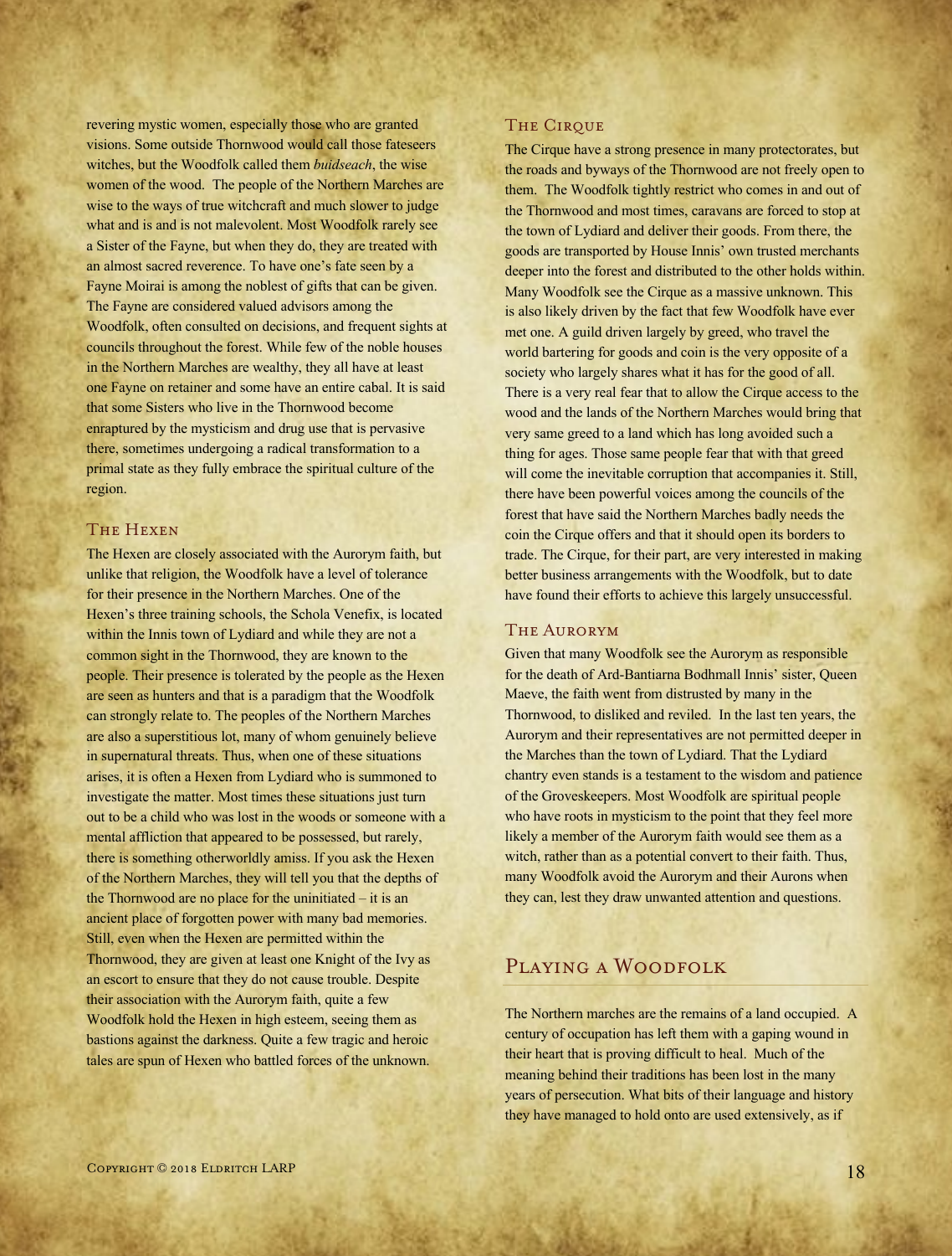revering mystic women, especially those who are granted visions. Some outside Thornwood would call those fateseers witches, but the Woodfolk called them *buidseach*, the wise women of the wood. The people of the Northern Marches are wise to the ways of true witchcraft and much slower to judge what and is and is not malevolent. Most Woodfolk rarely see a Sister of the Fayne, but when they do, they are treated with an almost sacred reverence. To have one's fate seen by a Fayne Moirai is among the noblest of gifts that can be given. The Fayne are considered valued advisors among the Woodfolk, often consulted on decisions, and frequent sights at councils throughout the forest. While few of the noble houses in the Northern Marches are wealthy, they all have at least one Fayne on retainer and some have an entire cabal. It is said that some Sisters who live in the Thornwood become enraptured by the mysticism and drug use that is pervasive there, sometimes undergoing a radical transformation to a primal state as they fully embrace the spiritual culture of the region.

### The Hexen

The Hexen are closely associated with the Aurorym faith, but unlike that religion, the Woodfolk have a level of tolerance for their presence in the Northern Marches. One of the Hexen's three training schools, the Schola Venefix, is located within the Innis town of Lydiard and while they are not a common sight in the Thornwood, they are known to the people. Their presence is tolerated by the people as the Hexen are seen as hunters and that is a paradigm that the Woodfolk can strongly relate to. The peoples of the Northern Marches are also a superstitious lot, many of whom genuinely believe in supernatural threats. Thus, when one of these situations arises, it is often a Hexen from Lydiard who is summoned to investigate the matter. Most times these situations just turn out to be a child who was lost in the woods or someone with a mental affliction that appeared to be possessed, but rarely, there is something otherworldly amiss. If you ask the Hexen of the Northern Marches, they will tell you that the depths of the Thornwood are no place for the uninitiated – it is an ancient place of forgotten power with many bad memories. Still, even when the Hexen are permitted within the Thornwood, they are given at least one Knight of the Ivy as an escort to ensure that they do not cause trouble. Despite their association with the Aurorym faith, quite a few Woodfolk hold the Hexen in high esteem, seeing them as bastions against the darkness. Quite a few tragic and heroic tales are spun of Hexen who battled forces of the unknown.

### The Cirque

The Cirque have a strong presence in many protectorates, but the roads and byways of the Thornwood are not freely open to them. The Woodfolk tightly restrict who comes in and out of the Thornwood and most times, caravans are forced to stop at the town of Lydiard and deliver their goods. From there, the goods are transported by House Innis' own trusted merchants deeper into the forest and distributed to the other holds within. Many Woodfolk see the Cirque as a massive unknown. This is also likely driven by the fact that few Woodfolk have ever met one. A guild driven largely by greed, who travel the world bartering for goods and coin is the very opposite of a society who largely shares what it has for the good of all. There is a very real fear that to allow the Cirque access to the wood and the lands of the Northern Marches would bring that very same greed to a land which has long avoided such a thing for ages. Those same people fear that with that greed will come the inevitable corruption that accompanies it. Still, there have been powerful voices among the councils of the forest that have said the Northern Marches badly needs the coin the Cirque offers and that it should open its borders to trade. The Cirque, for their part, are very interested in making better business arrangements with the Woodfolk, but to date have found their efforts to achieve this largely unsuccessful.

### The Aurorym

Given that many Woodfolk see the Aurorym as responsible for the death of Ard-Bantiarna Bodhmall Innis' sister, Queen Maeve, the faith went from distrusted by many in the Thornwood, to disliked and reviled. In the last ten years, the Aurorym and their representatives are not permitted deeper in the Marches than the town of Lydiard. That the Lydiard chantry even stands is a testament to the wisdom and patience of the Groveskeepers. Most Woodfolk are spiritual people who have roots in mysticism to the point that they feel more likely a member of the Aurorym faith would see them as a witch, rather than as a potential convert to their faith. Thus, many Woodfolk avoid the Aurorym and their Aurons when they can, lest they draw unwanted attention and questions.

## Playing a Woodfolk

The Northern marches are the remains of a land occupied. A century of occupation has left them with a gaping wound in their heart that is proving difficult to heal. Much of the meaning behind their traditions has been lost in the many years of persecution. What bits of their language and history they have managed to hold onto are used extensively, as if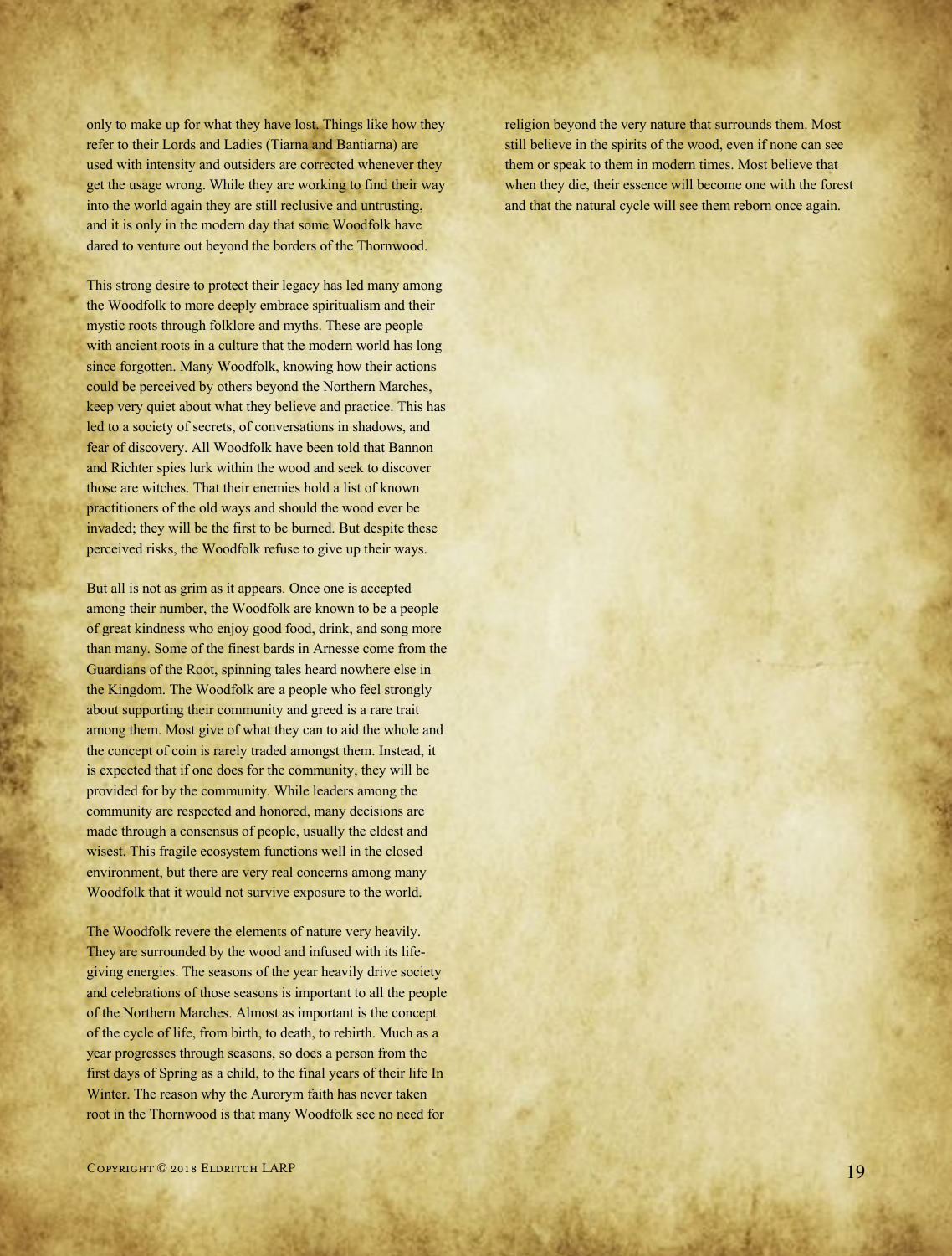only to make up for what they have lost. Things like how they refer to their Lords and Ladies (Tiarna and Bantiarna) are used with intensity and outsiders are corrected whenever they get the usage wrong. While they are working to find their way into the world again they are still reclusive and untrusting, and it is only in the modern day that some Woodfolk have dared to venture out beyond the borders of the Thornwood.

This strong desire to protect their legacy has led many among the Woodfolk to more deeply embrace spiritualism and their mystic roots through folklore and myths. These are people with ancient roots in a culture that the modern world has long since forgotten. Many Woodfolk, knowing how their actions could be perceived by others beyond the Northern Marches, keep very quiet about what they believe and practice. This has led to a society of secrets, of conversations in shadows, and fear of discovery. All Woodfolk have been told that Bannon and Richter spies lurk within the wood and seek to discover those are witches. That their enemies hold a list of known practitioners of the old ways and should the wood ever be invaded; they will be the first to be burned. But despite these perceived risks, the Woodfolk refuse to give up their ways.

But all is not as grim as it appears. Once one is accepted among their number, the Woodfolk are known to be a people of great kindness who enjoy good food, drink, and song more than many. Some of the finest bards in Arnesse come from the Guardians of the Root, spinning tales heard nowhere else in the Kingdom. The Woodfolk are a people who feel strongly about supporting their community and greed is a rare trait among them. Most give of what they can to aid the whole and the concept of coin is rarely traded amongst them. Instead, it is expected that if one does for the community, they will be provided for by the community. While leaders among the community are respected and honored, many decisions are made through a consensus of people, usually the eldest and wisest. This fragile ecosystem functions well in the closed environment, but there are very real concerns among many Woodfolk that it would not survive exposure to the world.

The Woodfolk revere the elements of nature very heavily. They are surrounded by the wood and infused with its life-giving energies. The seasons of the year heavily drive society and celebrations of those seasons is important to all the people of the Northern Marches. Almost as important is the concept of the cycle of life, from birth, to death, to rebirth. Much as a year progresses through seasons, so does a person from the first days of Spring as a child, to the final years of their life In Winter. The reason why the Aurorym faith has never taken root in the Thornwood is that many Woodfolk see no need for religion beyond the very nature that surrounds them. Most still believe in the spirits of the wood, even if none can see them or speak to them in modern times. Most believe that when they die, their essence will become one with the forest and that the natural cycle will see them reborn once again.